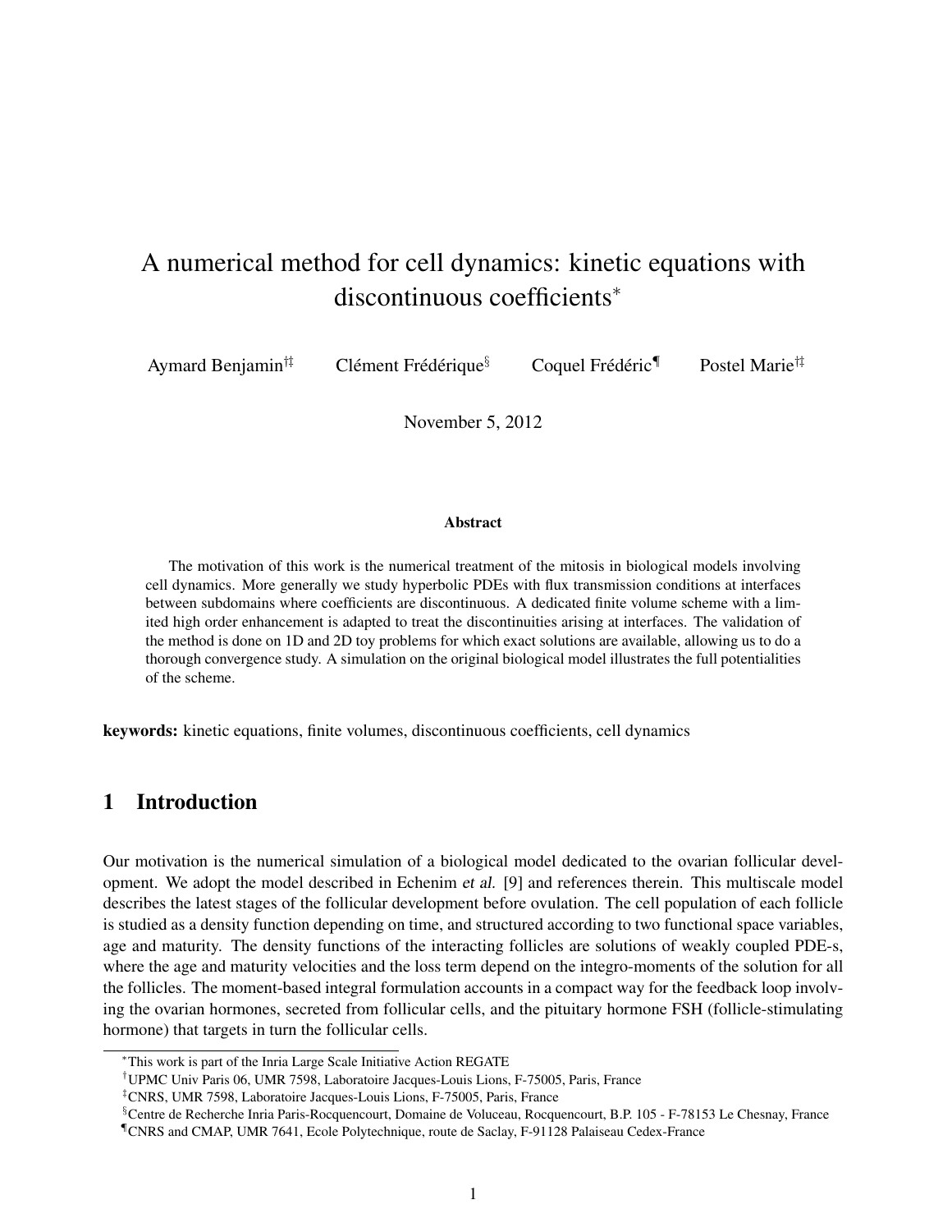# A numerical method for cell dynamics: kinetic equations with discontinuous coefficients*

Aymard Benjamin[†‡] Clément Frédérique[§] Coquel Frédéric[¶] Postel Marie[†‡]

November 5, 2012

### Abstract

The motivation of this work is the numerical treatment of the mitosis in biological models involving cell dynamics. More generally we study hyperbolic PDEs with flux transmission conditions at interfaces between subdomains where coefficients are discontinuous. A dedicated finite volume scheme with a limited high order enhancement is adapted to treat the discontinuities arising at interfaces. The validation of the method is done on 1D and 2D toy problems for which exact solutions are available, allowing us to do a thorough convergence study. A simulation on the original biological model illustrates the full potentialities of the scheme.

**keywords:** kinetic equations, finite volumes, discontinuous coefficients, cell dynamics

## 1 Introduction

Our motivation is the numerical simulation of a biological model dedicated to the ovarian follicular development. We adopt the model described in Echenim *et al.* [9] and references therein. This multiscale model describes the latest stages of the follicular development before ovulation. The cell population of each follicle is studied as a density function depending on time, and structured according to two functional space variables, age and maturity. The density functions of the interacting follicles are solutions of weakly coupled PDE-s, where the age and maturity velocities and the loss term depend on the integro-moments of the solution for all the follicles. The moment-based integral formulation accounts in a compact way for the feedback loop involving the ovarian hormones, secreted from follicular cells, and the pituitary hormone FSH (follicle-stimulating hormone) that targets in turn the follicular cells.

---

*This work is part of the Inria Large Scale Initiative Action REGATE

†UPMC Univ Paris 06, UMR 7598, Laboratoire Jacques-Louis Lions, F-75005, Paris, France

‡CNRS, UMR 7598, Laboratoire Jacques-Louis Lions, F-75005, Paris, France

§Centre de Recherche Inria Paris-Rocquencourt, Domaine de Voluceau, Rocquencourt, B.P. 105 - F-78153 Le Chesnay, France

¶CNRS and CMAP, UMR 7641, Ecole Polytechnique, route de Saclay, F-91128 Palaiseau Cedex-France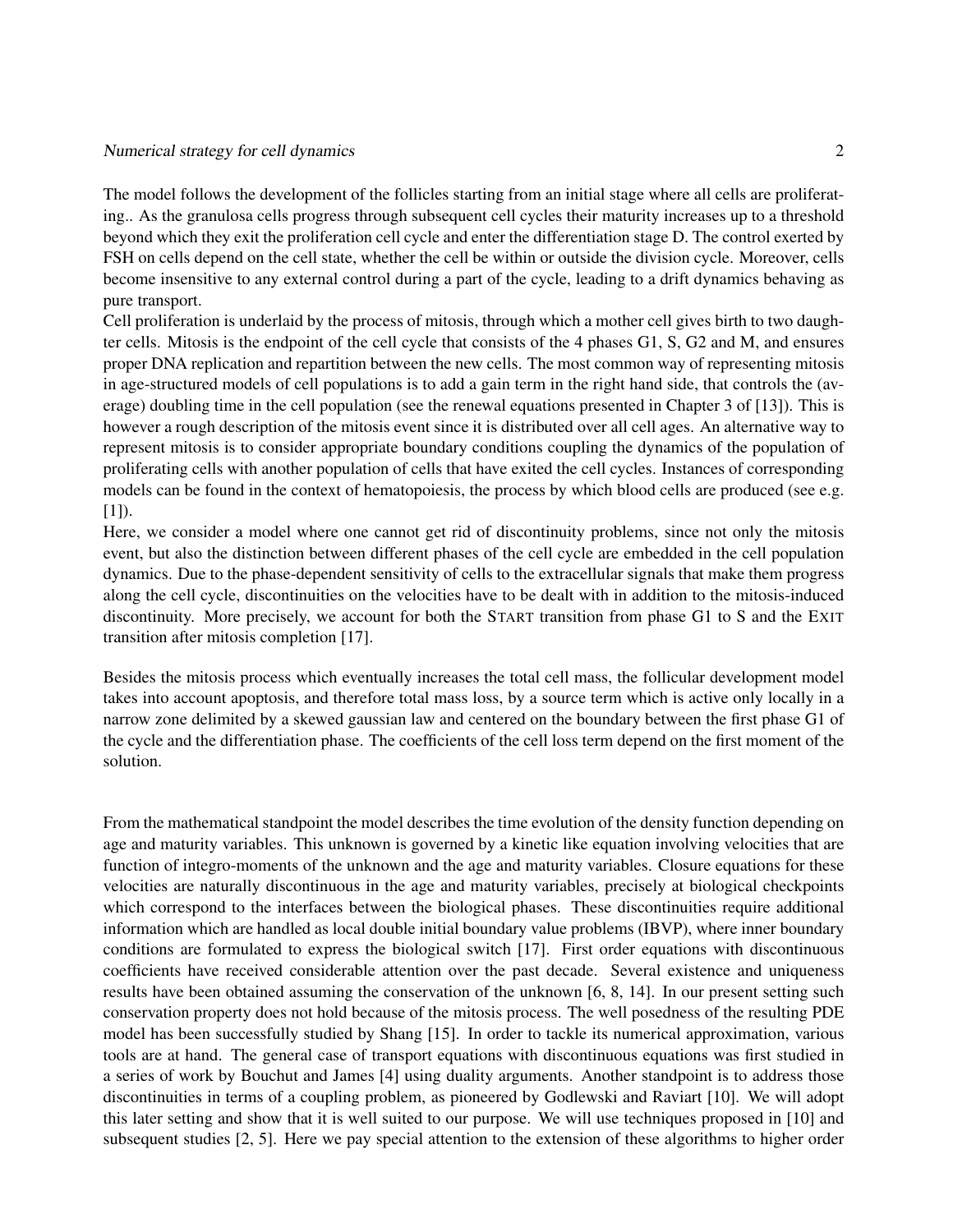The model follows the development of the follicles starting from an initial stage where all cells are proliferating.. As the granulosa cells progress through subsequent cell cycles their maturity increases up to a threshold beyond which they exit the proliferation cell cycle and enter the differentiation stage D. The control exerted by FSH on cells depend on the cell state, whether the cell be within or outside the division cycle. Moreover, cells become insensitive to any external control during a part of the cycle, leading to a drift dynamics behaving as pure transport.

Cell proliferation is underlaid by the process of mitosis, through which a mother cell gives birth to two daughter cells. Mitosis is the endpoint of the cell cycle that consists of the 4 phases G1, S, G2 and M, and ensures proper DNA replication and repartition between the new cells. The most common way of representing mitosis in age-structured models of cell populations is to add a gain term in the right hand side, that controls the (average) doubling time in the cell population (see the renewal equations presented in Chapter 3 of [13]). This is however a rough description of the mitosis event since it is distributed over all cell ages. An alternative way to represent mitosis is to consider appropriate boundary conditions coupling the dynamics of the population of proliferating cells with another population of cells that have exited the cell cycles. Instances of corresponding models can be found in the context of hematopoiesis, the process by which blood cells are produced (see e.g. [1]).

Here, we consider a model where one cannot get rid of discontinuity problems, since not only the mitosis event, but also the distinction between different phases of the cell cycle are embedded in the cell population dynamics. Due to the phase-dependent sensitivity of cells to the extracellular signals that make them progress along the cell cycle, discontinuities on the velocities have to be dealt with in addition to the mitosis-induced discontinuity. More precisely, we account for both the START transition from phase G1 to S and the EXIT transition after mitosis completion [17].

Besides the mitosis process which eventually increases the total cell mass, the follicular development model takes into account apoptosis, and therefore total mass loss, by a source term which is active only locally in a narrow zone delimited by a skewed gaussian law and centered on the boundary between the first phase G1 of the cycle and the differentiation phase. The coefficients of the cell loss term depend on the first moment of the solution.

From the mathematical standpoint the model describes the time evolution of the density function depending on age and maturity variables. This unknown is governed by a kinetic like equation involving velocities that are function of integro-moments of the unknown and the age and maturity variables. Closure equations for these velocities are naturally discontinuous in the age and maturity variables, precisely at biological checkpoints which correspond to the interfaces between the biological phases. These discontinuities require additional information which are handled as local double initial boundary value problems (IBVP), where inner boundary conditions are formulated to express the biological switch [17]. First order equations with discontinuous coefficients have received considerable attention over the past decade. Several existence and uniqueness results have been obtained assuming the conservation of the unknown [6, 8, 14]. In our present setting such conservation property does not hold because of the mitosis process. The well posedness of the resulting PDE model has been successfully studied by Shang [15]. In order to tackle its numerical approximation, various tools are at hand. The general case of transport equations with discontinuous equations was first studied in a series of work by Bouchut and James [4] using duality arguments. Another standpoint is to address those discontinuities in terms of a coupling problem, as pioneered by Godlewski and Raviart [10]. We will adopt this later setting and show that it is well suited to our purpose. We will use techniques proposed in [10] and subsequent studies [2, 5]. Here we pay special attention to the extension of these algorithms to higher order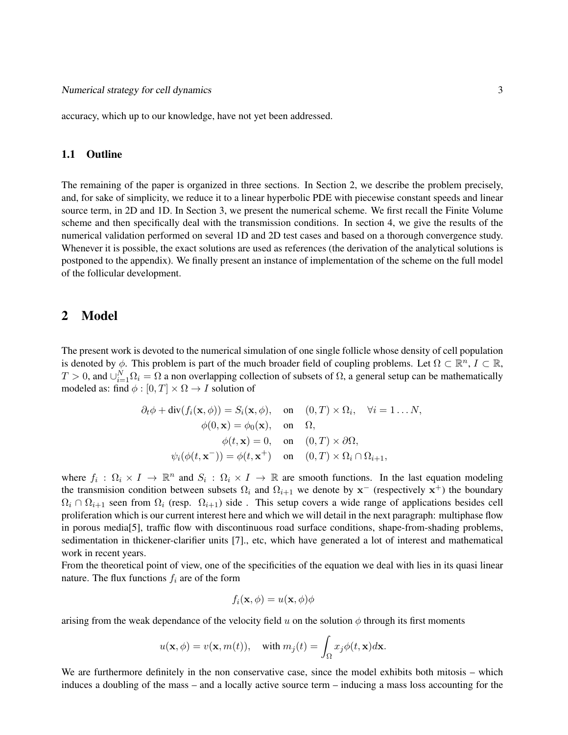accuracy, which up to our knowledge, have not yet been addressed.

### 1.1 Outline

The remaining of the paper is organized in three sections. In Section 2, we describe the problem precisely, and, for sake of simplicity, we reduce it to a linear hyperbolic PDE with piecewise constant speeds and linear source term, in 2D and 1D. In Section 3, we present the numerical scheme. We first recall the Finite Volume scheme and then specifically deal with the transmission conditions. In section 4, we give the results of the numerical validation performed on several 1D and 2D test cases and based on a thorough convergence study. Whenever it is possible, the exact solutions are used as references (the derivation of the analytical solutions is postponed to the appendix). We finally present an instance of implementation of the scheme on the full model of the follicular development.

## 2 Model

The present work is devoted to the numerical simulation of one single follicle whose density of cell population is denoted by $\phi$. This problem is part of the much broader field of coupling problems. Let $\Omega \subset \mathbb{R}^n$, $I \subset \mathbb{R}$, $T > 0$, and $\cup_{i=1}^{N} \Omega_i = \Omega$ a non overlapping collection of subsets of $\Omega$, a general setup can be mathematically modeled as: find $\phi : [0,T] \times \Omega \to I$ solution of

$$
\begin{aligned}
\partial_t \phi + \mathrm{div}(f_i(\mathbf{x}, \phi)) = S_i(\mathbf{x}, \phi), &\quad \text{on} \quad (0,T) \times \Omega_i, \quad \forall i = 1 \ldots N, \\
\phi(0, \mathbf{x}) = \phi_0(\mathbf{x}), &\quad \text{on} \quad \Omega, \\
\phi(t, \mathbf{x}) = 0, &\quad \text{on} \quad (0,T) \times \partial\Omega, \\
\psi_i(\phi(t, \mathbf{x}^-)) = \phi(t, \mathbf{x}^+) &\quad \text{on} \quad (0,T) \times \Omega_i \cap \Omega_{i+1},
\end{aligned}
$$

where $f_i : \Omega_i \times I \to \mathbb{R}^n$ and $S_i : \Omega_i \times I \to \mathbb{R}$ are smooth functions. In the last equation modeling the transmision condition between subsets $\Omega_i$ and $\Omega_{i+1}$ we denote by $\mathbf{x}^-$ (respectively $\mathbf{x}^+$) the boundary $\Omega_i \cap \Omega_{i+1}$ seen from $\Omega_i$ (resp. $\Omega_{i+1}$) side . This setup covers a wide range of applications besides cell proliferation which is our current interest here and which we will detail in the next paragraph: multiphase flow in porous media[5], traffic flow with discontinuous road surface conditions, shape-from-shading problems, sedimentation in thickener-clarifier units [7]., etc, which have generated a lot of interest and mathematical work in recent years.

From the theoretical point of view, one of the specificities of the equation we deal with lies in its quasi linear nature. The flux functions $f_i$ are of the form

$$
f_i(\mathbf{x}, \phi) = u(\mathbf{x}, \phi)\phi
$$

arising from the weak dependance of the velocity field $u$ on the solution $\phi$ through its first moments

$$
u(\mathbf{x}, \phi) = v(\mathbf{x}, m(t)), \quad \text{with } m_j(t) = \int_\Omega x_j \phi(t, \mathbf{x}) d\mathbf{x}.
$$

We are furthermore definitely in the non conservative case, since the model exhibits both mitosis – which induces a doubling of the mass – and a locally active source term – inducing a mass loss accounting for the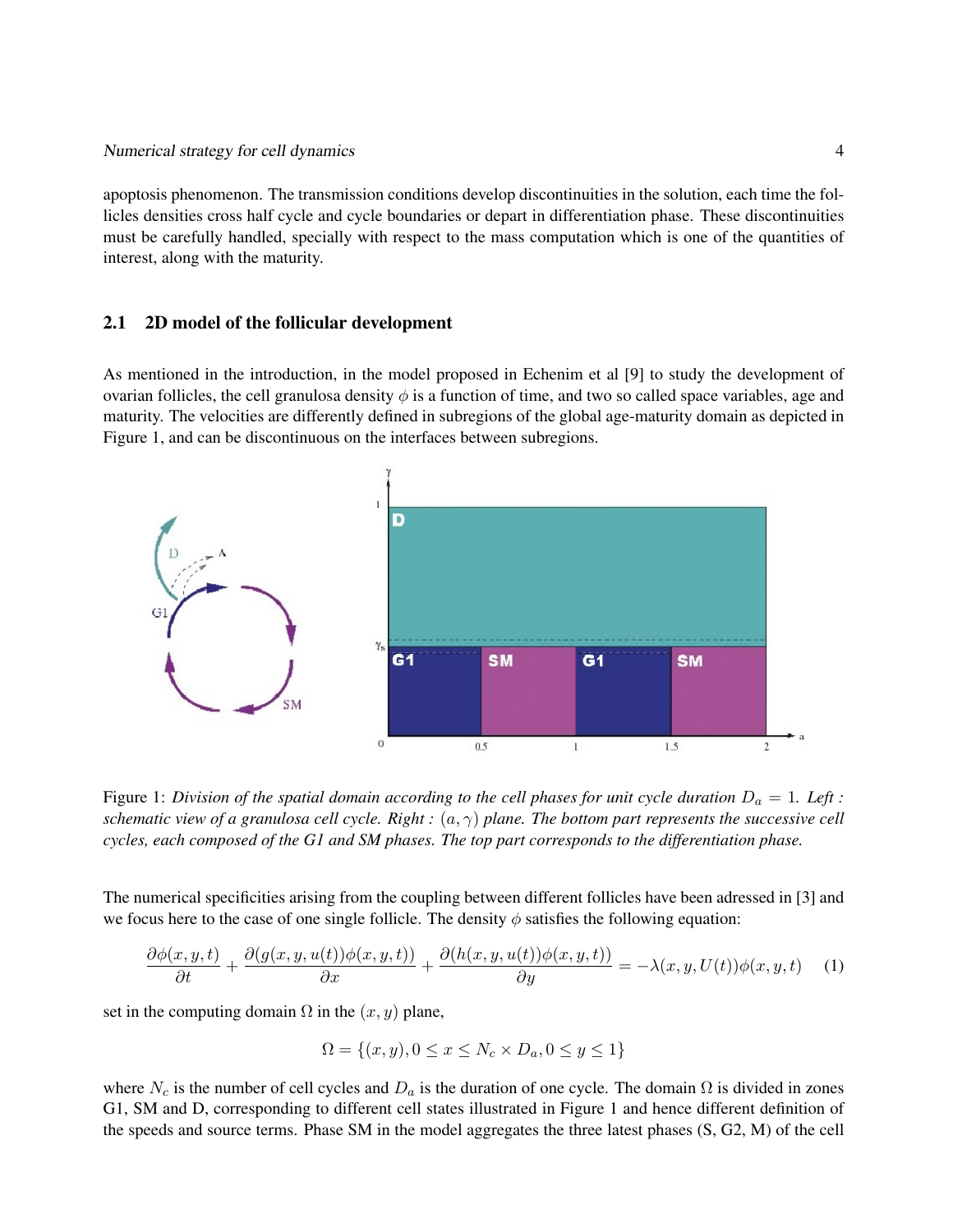apoptosis phenomenon. The transmission conditions develop discontinuities in the solution, each time the follicles densities cross half cycle and cycle boundaries or depart in differentiation phase. These discontinuities must be carefully handled, specially with respect to the mass computation which is one of the quantities of interest, along with the maturity.

### 2.1 2D model of the follicular development

As mentioned in the introduction, in the model proposed in Echenim et al [9] to study the development of ovarian follicles, the cell granulosa density $\phi$ is a function of time, and two so called space variables, age and maturity. The velocities are differently defined in subregions of the global age-maturity domain as depicted in Figure 1, and can be discontinuous on the interfaces between subregions.

Figure 1: *Division of the spatial domain according to the cell phases for unit cycle duration $D_a = 1$. Left : schematic view of a granulosa cell cycle. Right : $(a, \gamma)$ plane. The bottom part represents the successive cell cycles, each composed of the G1 and SM phases. The top part corresponds to the differentiation phase.*

The numerical specificities arising from the coupling between different follicles have been adressed in [3] and we focus here to the case of one single follicle. The density $\phi$ satisfies the following equation:

$$\frac{\partial \phi(x,y,t)}{\partial t} + \frac{\partial (g(x,y,u(t))\phi(x,y,t))}{\partial x} + \frac{\partial (h(x,y,u(t))\phi(x,y,t))}{\partial y} = -\lambda(x,y,U(t))\phi(x,y,t) \quad (1)$$

set in the computing domain $\Omega$ in the $(x, y)$ plane,

$$\Omega = \{(x,y), 0 \leq x \leq N_c \times D_a, 0 \leq y \leq 1\}$$

where $N_c$ is the number of cell cycles and $D_a$ is the duration of one cycle. The domain $\Omega$ is divided in zones G1, SM and D, corresponding to different cell states illustrated in Figure 1 and hence different definition of the speeds and source terms. Phase SM in the model aggregates the three latest phases (S, G2, M) of the cell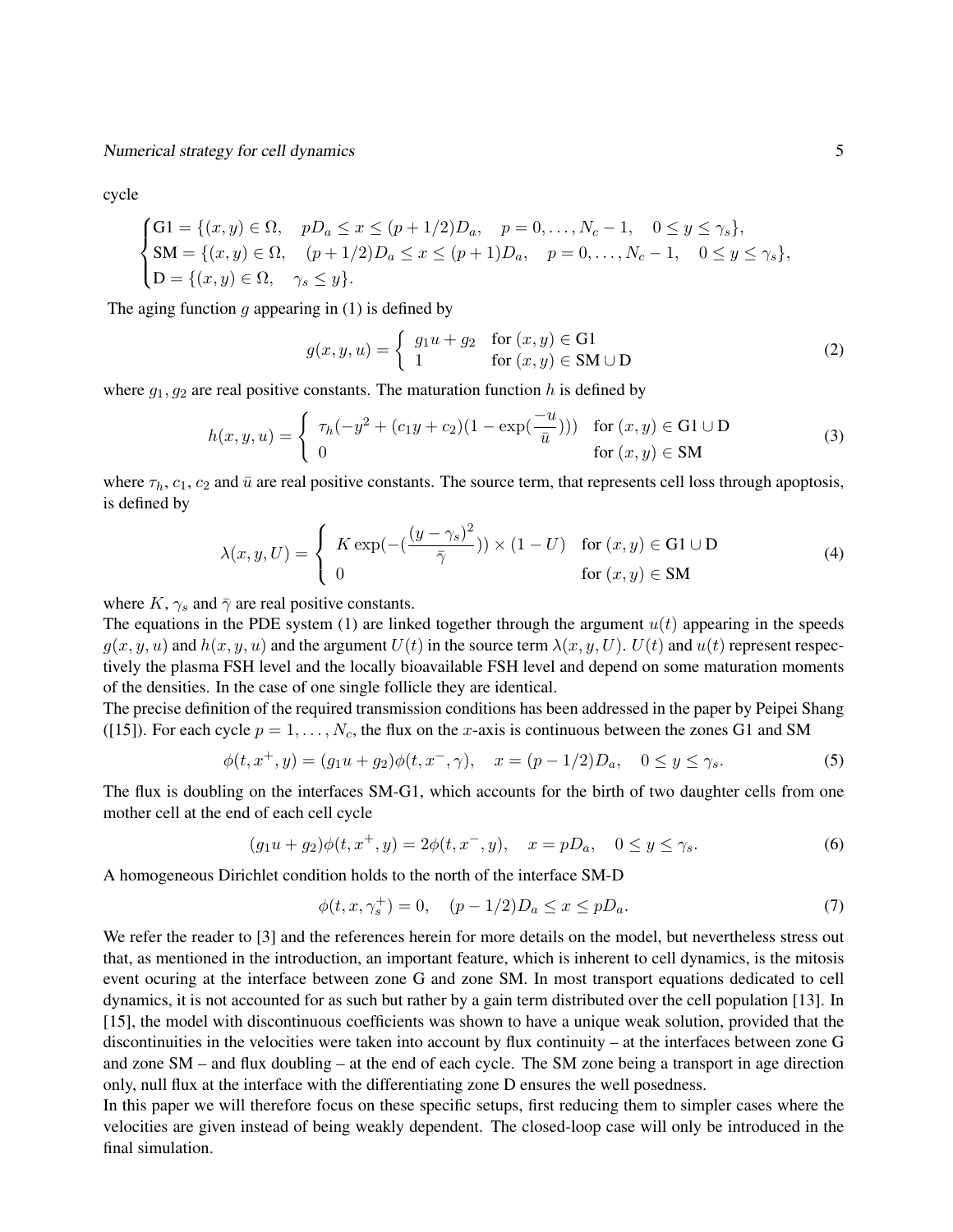cycle

$$
\begin{cases}
\text{G1} = \{(x,y) \in \Omega, \quad pD_a \le x \le (p+1/2)D_a, \quad p = 0,\ldots,N_c-1, \quad 0 \le y \le \gamma_s\}, \\
\text{SM} = \{(x,y) \in \Omega, \quad (p+1/2)D_a \le x \le (p+1)D_a, \quad p = 0,\ldots,N_c-1, \quad 0 \le y \le \gamma_s\}, \\
\text{D} = \{(x,y) \in \Omega, \quad \gamma_s \le y\}.
\end{cases}
$$

The aging function $g$ appearing in (1) is defined by

$$
g(x,y,u) = \begin{cases} g_1 u + g_2 & \text{for } (x,y) \in \text{G1} \\ 1 & \text{for } (x,y) \in \text{SM} \cup \text{D} \end{cases} \tag{2}
$$

where $g_1, g_2$ are real positive constants. The maturation function $h$ is defined by

$$
h(x,y,u) = \begin{cases} \tau_h(-y^2 + (c_1 y + c_2)(1 - \exp(\frac{-u}{\bar{u}}))) & \text{for } (x,y) \in \text{G1} \cup \text{D} \\ 0 & \text{for } (x,y) \in \text{SM} \end{cases} \tag{3}
$$

where $\tau_h$, $c_1$, $c_2$ and $\bar{u}$ are real positive constants. The source term, that represents cell loss through apoptosis, is defined by

$$
\lambda(x,y,U) = \begin{cases} K \exp(-(\frac{(y-\gamma_s)^2}{\bar{\gamma}})) \times (1-U) & \text{for } (x,y) \in \text{G1} \cup \text{D} \\ 0 & \text{for } (x,y) \in \text{SM} \end{cases} \tag{4}
$$

where $K$, $\gamma_s$ and $\bar{\gamma}$ are real positive constants.

The equations in the PDE system (1) are linked together through the argument $u(t)$ appearing in the speeds $g(x,y,u)$ and $h(x,y,u)$ and the argument $U(t)$ in the source term $\lambda(x,y,U)$. $U(t)$ and $u(t)$ represent respectively the plasma FSH level and the locally bioavailable FSH level and depend on some maturation moments of the densities. In the case of one single follicle they are identical.

The precise definition of the required transmission conditions has been addressed in the paper by Peipei Shang ([15]). For each cycle $p = 1,\ldots,N_c$, the flux on the $x$-axis is continuous between the zones G1 and SM

$$
\phi(t,x^+,y) = (g_1 u + g_2)\phi(t,x^-,\gamma), \quad x = (p-1/2)D_a, \quad 0 \le y \le \gamma_s. \tag{5}
$$

The flux is doubling on the interfaces SM-G1, which accounts for the birth of two daughter cells from one mother cell at the end of each cell cycle

$$
(g_1 u + g_2)\phi(t,x^+,y) = 2\phi(t,x^-,y), \quad x = pD_a, \quad 0 \le y \le \gamma_s. \tag{6}
$$

A homogeneous Dirichlet condition holds to the north of the interface SM-D

$$
\phi(t,x,\gamma_s^+) = 0, \quad (p-1/2)D_a \le x \le pD_a. \tag{7}
$$

We refer the reader to [3] and the references herein for more details on the model, but nevertheless stress out that, as mentioned in the introduction, an important feature, which is inherent to cell dynamics, is the mitosis event ocuring at the interface between zone G and zone SM. In most transport equations dedicated to cell dynamics, it is not accounted for as such but rather by a gain term distributed over the cell population [13]. In [15], the model with discontinuous coefficients was shown to have a unique weak solution, provided that the discontinuities in the velocities were taken into account by flux continuity – at the interfaces between zone G and zone SM – and flux doubling – at the end of each cycle. The SM zone being a transport in age direction only, null flux at the interface with the differentiating zone D ensures the well posedness.

In this paper we will therefore focus on these specific setups, first reducing them to simpler cases where the velocities are given instead of being weakly dependent. The closed-loop case will only be introduced in the final simulation.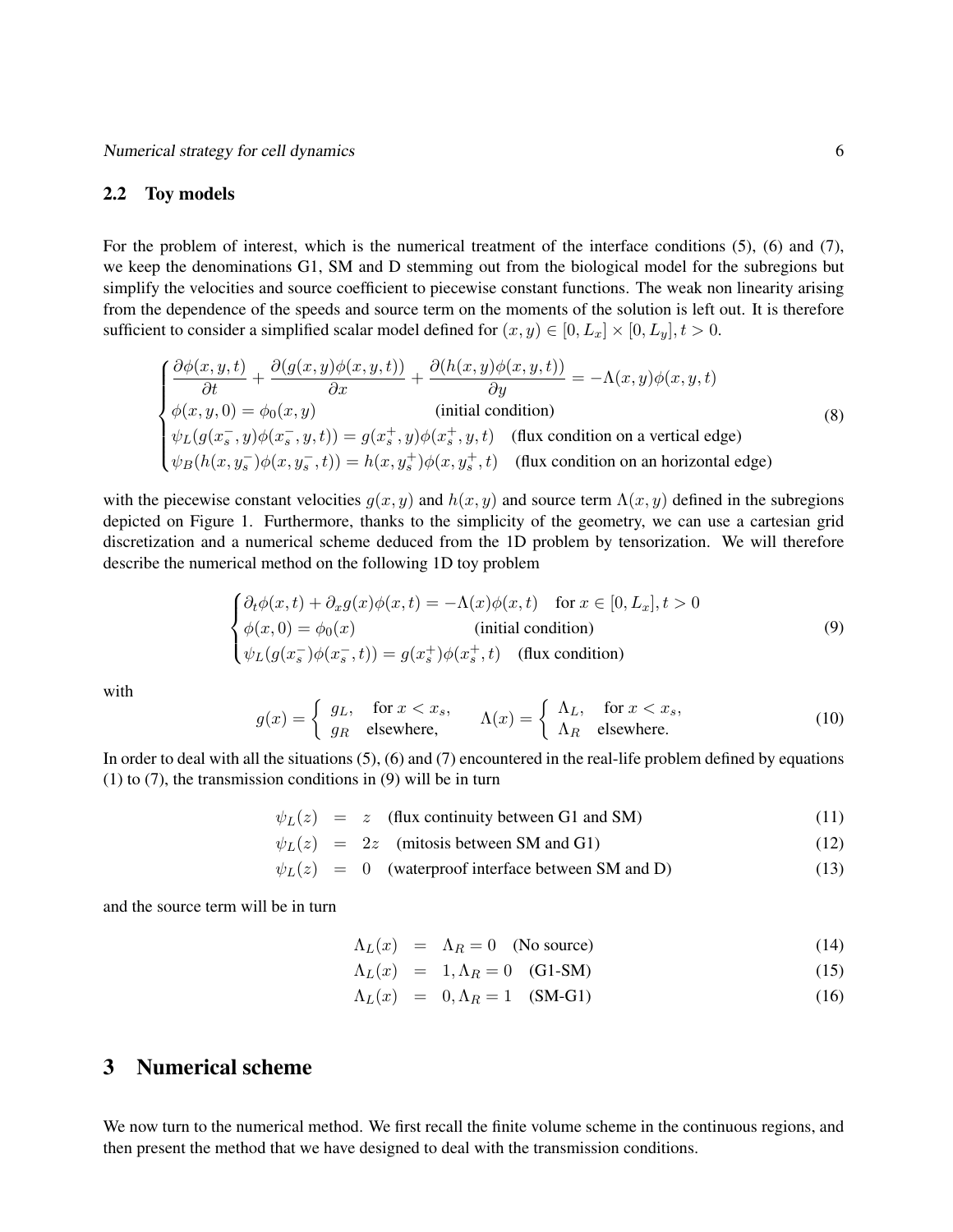## 2.2 Toy models

For the problem of interest, which is the numerical treatment of the interface conditions (5), (6) and (7), we keep the denominations G1, SM and D stemming out from the biological model for the subregions but simplify the velocities and source coefficient to piecewise constant functions. The weak non linearity arising from the dependence of the speeds and source term on the moments of the solution is left out. It is therefore sufficient to consider a simplified scalar model defined for $(x, y) \in [0, L_x] \times [0, L_y], t > 0$.

$$
\begin{cases}
\dfrac{\partial \phi(x,y,t)}{\partial t} + \dfrac{\partial (g(x,y)\phi(x,y,t))}{\partial x} + \dfrac{\partial (h(x,y)\phi(x,y,t))}{\partial y} = -\Lambda(x,y)\phi(x,y,t) \\
\phi(x,y,0) = \phi_0(x,y) \qquad \text{(initial condition)} \\
\psi_L(g(x_s^-,y)\phi(x_s^-,y,t)) = g(x_s^+,y)\phi(x_s^+,y,t) \quad \text{(flux condition on a vertical edge)} \\
\psi_B(h(x,y_s^-)\phi(x,y_s^-,t)) = h(x,y_s^+)\phi(x,y_s^+,t) \quad \text{(flux condition on an horizontal edge)}
\end{cases}
\tag{8}
$$

with the piecewise constant velocities $g(x, y)$ and $h(x, y)$ and source term $\Lambda(x, y)$ defined in the subregions depicted on Figure 1. Furthermore, thanks to the simplicity of the geometry, we can use a cartesian grid discretization and a numerical scheme deduced from the 1D problem by tensorization. We will therefore describe the numerical method on the following 1D toy problem

$$
\begin{cases}
\partial_t \phi(x,t) + \partial_x g(x)\phi(x,t) = -\Lambda(x)\phi(x,t) \quad \text{for } x \in [0, L_x], t > 0 \\
\phi(x,0) = \phi_0(x) \qquad \text{(initial condition)} \\
\psi_L(g(x_s^-)\phi(x_s^-,t)) = g(x_s^+)\phi(x_s^+,t) \quad \text{(flux condition)}
\end{cases}
\tag{9}
$$

with

$$
g(x) = \begin{cases} g_L, & \text{for } x < x_s, \\ g_R & \text{elsewhere,} \end{cases} \qquad \Lambda(x) = \begin{cases} \Lambda_L, & \text{for } x < x_s, \\ \Lambda_R & \text{elsewhere.} \end{cases}
\tag{10}
$$

In order to deal with all the situations (5), (6) and (7) encountered in the real-life problem defined by equations (1) to (7), the transmission conditions in (9) will be in turn

$$
\psi_L(z) = z \quad \text{(flux continuity between G1 and SM)} \tag{11}
$$

$$
\psi_L(z) = 2z \quad \text{(mitosis between SM and G1)} \tag{12}
$$

$$
\psi_L(z) = 0 \quad \text{(waterproof interface between SM and D)} \tag{13}
$$

and the source term will be in turn

$$
\Lambda_L(x) = \Lambda_R = 0 \quad \text{(No source)} \tag{14}
$$

$$
\Lambda_L(x) = 1, \Lambda_R = 0 \quad \text{(G1-SM)} \tag{15}
$$

$$
\Lambda_L(x) = 0, \Lambda_R = 1 \quad \text{(SM-G1)} \tag{16}
$$

# 3 Numerical scheme

We now turn to the numerical method. We first recall the finite volume scheme in the continuous regions, and then present the method that we have designed to deal with the transmission conditions.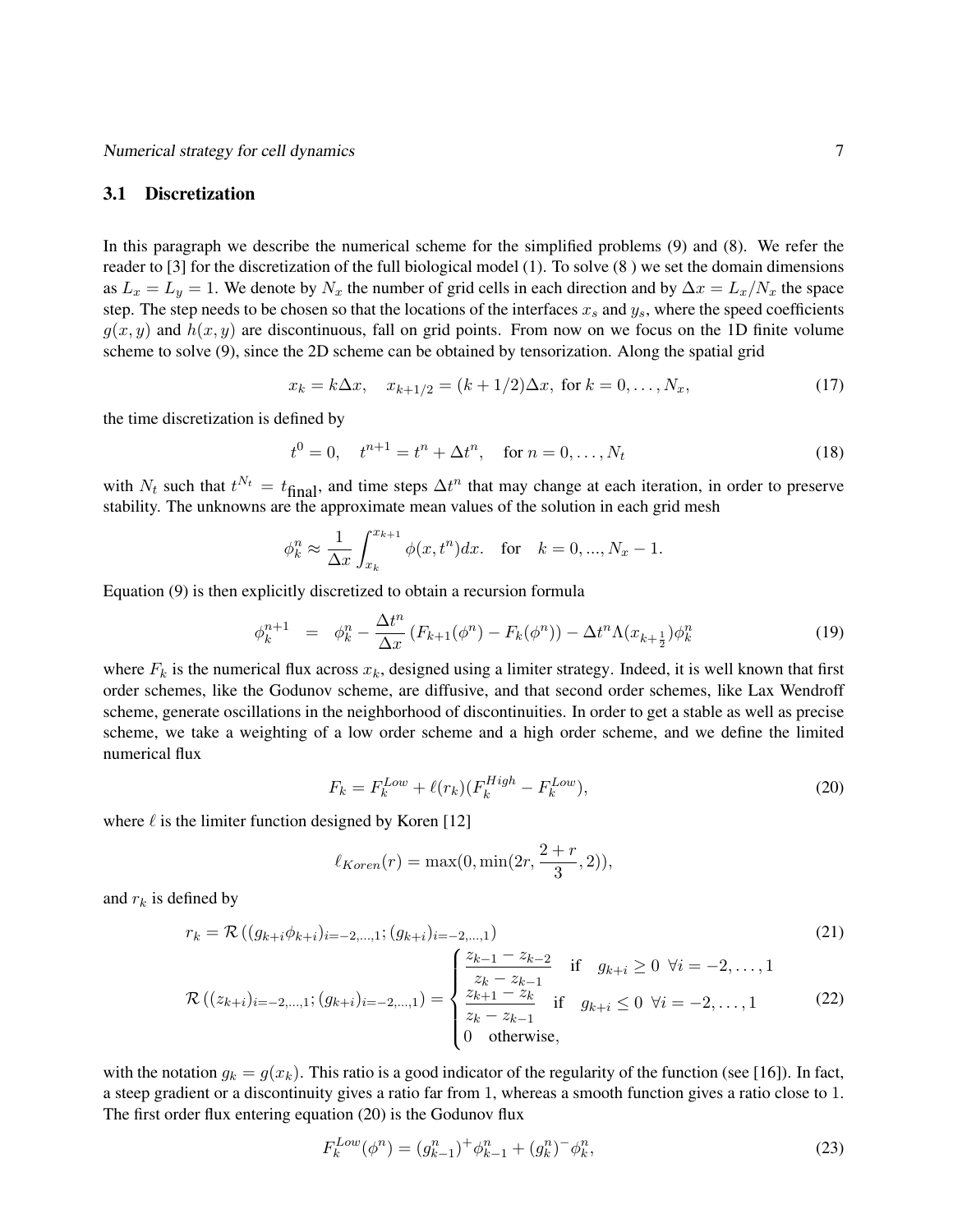### 3.1 Discretization

In this paragraph we describe the numerical scheme for the simplified problems (9) and (8). We refer the reader to [3] for the discretization of the full biological model (1). To solve (8 ) we set the domain dimensions as $L_x = L_y = 1$. We denote by $N_x$ the number of grid cells in each direction and by $\Delta x = L_x/N_x$ the space step. The step needs to be chosen so that the locations of the interfaces $x_s$ and $y_s$, where the speed coefficients $g(x, y)$ and $h(x, y)$ are discontinuous, fall on grid points. From now on we focus on the 1D finite volume scheme to solve (9), since the 2D scheme can be obtained by tensorization. Along the spatial grid

$$x_k = k\Delta x, \quad x_{k+1/2} = (k + 1/2)\Delta x, \text{ for } k = 0, \dots, N_x, \tag{17}$$

the time discretization is defined by

$$t^0 = 0, \quad t^{n+1} = t^n + \Delta t^n, \quad \text{for } n = 0, \dots, N_t \tag{18}$$

with $N_t$ such that $t^{N_t} = t_{\text{final}}$, and time steps $\Delta t^n$ that may change at each iteration, in order to preserve stability. The unknowns are the approximate mean values of the solution in each grid mesh

$$\phi_k^n \approx \frac{1}{\Delta x} \int_{x_k}^{x_{k+1}} \phi(x, t^n) dx. \quad \text{for} \quad k = 0, ..., N_x - 1.$$

Equation (9) is then explicitly discretized to obtain a recursion formula

$$\phi_k^{n+1} \;=\; \phi_k^n - \frac{\Delta t^n}{\Delta x} \left( F_{k+1}(\phi^n) - F_k(\phi^n) \right) - \Delta t^n \Lambda(x_{k+\frac{1}{2}}) \phi_k^n \tag{19}$$

where $F_k$ is the numerical flux across $x_k$, designed using a limiter strategy. Indeed, it is well known that first order schemes, like the Godunov scheme, are diffusive, and that second order schemes, like Lax Wendroff scheme, generate oscillations in the neighborhood of discontinuities. In order to get a stable as well as precise scheme, we take a weighting of a low order scheme and a high order scheme, and we define the limited numerical flux

$$F_k = F_k^{Low} + \ell(r_k)(F_k^{High} - F_k^{Low}), \tag{20}$$

where $\ell$ is the limiter function designed by Koren [12]

$$\ell_{Koren}(r) = \max(0, \min(2r, \frac{2 + r}{3}, 2)),$$

and $r_k$ is defined by

$$r_k = \mathcal{R}\left( (g_{k+i}\phi_{k+i})_{i=-2,\dots,1}; (g_{k+i})_{i=-2,\dots,1} \right) \tag{21}$$

$$\mathcal{R}\left( (z_{k+i})_{i=-2,\dots,1}; (g_{k+i})_{i=-2,\dots,1} \right) = \begin{cases} \dfrac{z_{k-1} - z_{k-2}}{z_k - z_{k-1}} & \text{if} \quad g_{k+i} \geq 0 \;\; \forall i = -2, \dots, 1 \\ \dfrac{z_{k+1} - z_k}{z_k - z_{k-1}} & \text{if} \quad g_{k+i} \leq 0 \;\; \forall i = -2, \dots, 1 \\ 0 \quad \text{otherwise,} \end{cases} \tag{22}$$

with the notation $g_k = g(x_k)$. This ratio is a good indicator of the regularity of the function (see [16]). In fact, a steep gradient or a discontinuity gives a ratio far from 1, whereas a smooth function gives a ratio close to 1. The first order flux entering equation (20) is the Godunov flux

$$F_k^{Low}(\phi^n) = (g_{k-1}^n)^+ \phi_{k-1}^n + (g_k^n)^- \phi_k^n, \tag{23}$$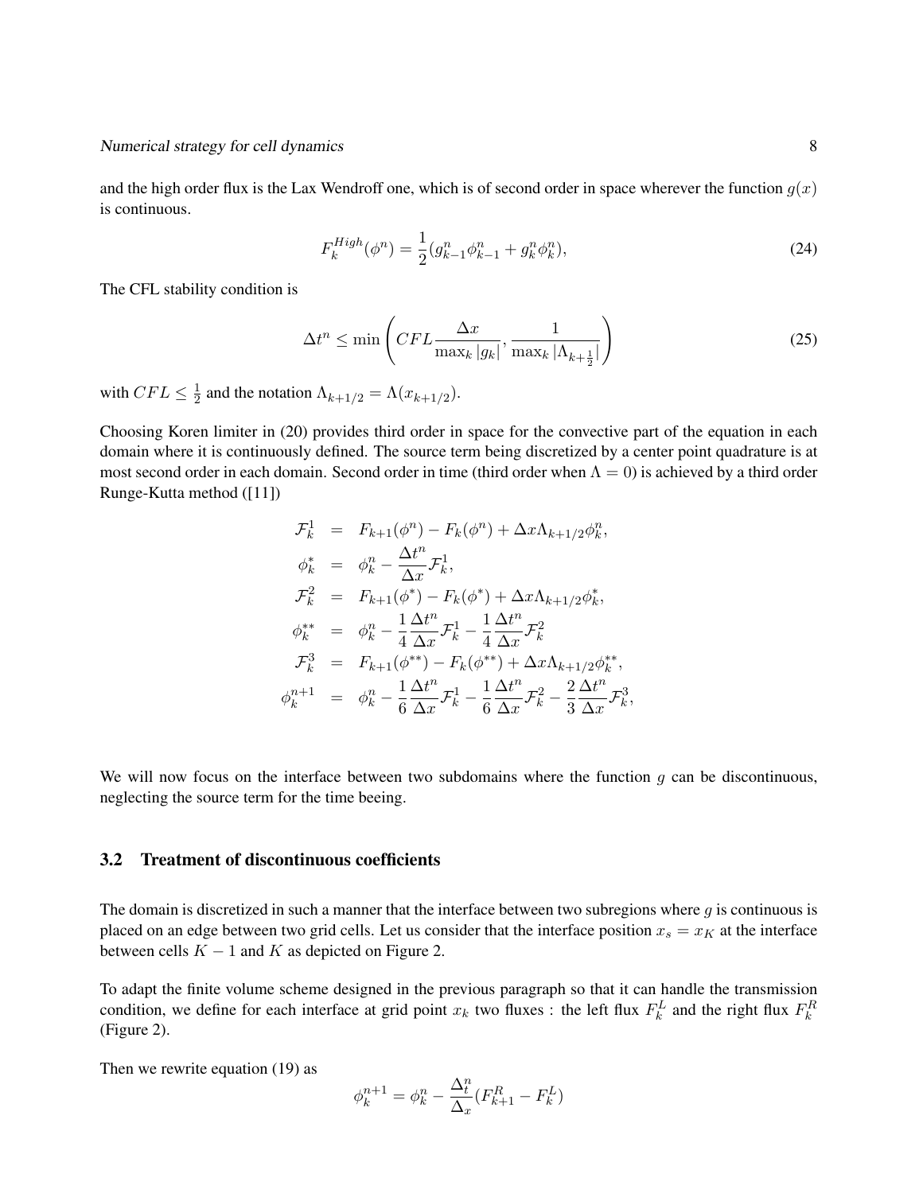and the high order flux is the Lax Wendroff one, which is of second order in space wherever the function $g(x)$ is continuous.

$$F_k^{High}(\phi^n) = \frac{1}{2}(g_{k-1}^n \phi_{k-1}^n + g_k^n \phi_k^n), \tag{24}$$

The CFL stability condition is

$$\Delta t^n \leq \min\left( CFL \frac{\Delta x}{\max_k |g_k|}, \frac{1}{\max_k |\Lambda_{k+\frac{1}{2}}|} \right) \tag{25}$$

with $CFL \leq \frac{1}{2}$ and the notation $\Lambda_{k+1/2} = \Lambda(x_{k+1/2})$.

Choosing Koren limiter in (20) provides third order in space for the convective part of the equation in each domain where it is continuously defined. The source term being discretized by a center point quadrature is at most second order in each domain. Second order in time (third order when $\Lambda = 0$) is achieved by a third order Runge-Kutta method ([11])

$$\begin{aligned}
\mathcal{F}_k^1 &= F_{k+1}(\phi^n) - F_k(\phi^n) + \Delta x \Lambda_{k+1/2} \phi_k^n, \\
\phi_k^* &= \phi_k^n - \frac{\Delta t^n}{\Delta x} \mathcal{F}_k^1, \\
\mathcal{F}_k^2 &= F_{k+1}(\phi^*) - F_k(\phi^*) + \Delta x \Lambda_{k+1/2} \phi_k^*, \\
\phi_k^{**} &= \phi_k^n - \frac{1}{4}\frac{\Delta t^n}{\Delta x} \mathcal{F}_k^1 - \frac{1}{4}\frac{\Delta t^n}{\Delta x} \mathcal{F}_k^2 \\
\mathcal{F}_k^3 &= F_{k+1}(\phi^{**}) - F_k(\phi^{**}) + \Delta x \Lambda_{k+1/2} \phi_k^{**}, \\
\phi_k^{n+1} &= \phi_k^n - \frac{1}{6}\frac{\Delta t^n}{\Delta x} \mathcal{F}_k^1 - \frac{1}{6}\frac{\Delta t^n}{\Delta x} \mathcal{F}_k^2 - \frac{2}{3}\frac{\Delta t^n}{\Delta x} \mathcal{F}_k^3,
\end{aligned}$$

We will now focus on the interface between two subdomains where the function $g$ can be discontinuous, neglecting the source term for the time beeing.

### 3.2 Treatment of discontinuous coefficients

The domain is discretized in such a manner that the interface between two subregions where $g$ is continuous is placed on an edge between two grid cells. Let us consider that the interface position $x_s = x_K$ at the interface between cells $K-1$ and $K$ as depicted on Figure 2.

To adapt the finite volume scheme designed in the previous paragraph so that it can handle the transmission condition, we define for each interface at grid point $x_k$ two fluxes : the left flux $F_k^L$ and the right flux $F_k^R$ (Figure 2).

Then we rewrite equation (19) as

$$\phi_k^{n+1} = \phi_k^n - \frac{\Delta_t^n}{\Delta_x}(F_{k+1}^R - F_k^L)$$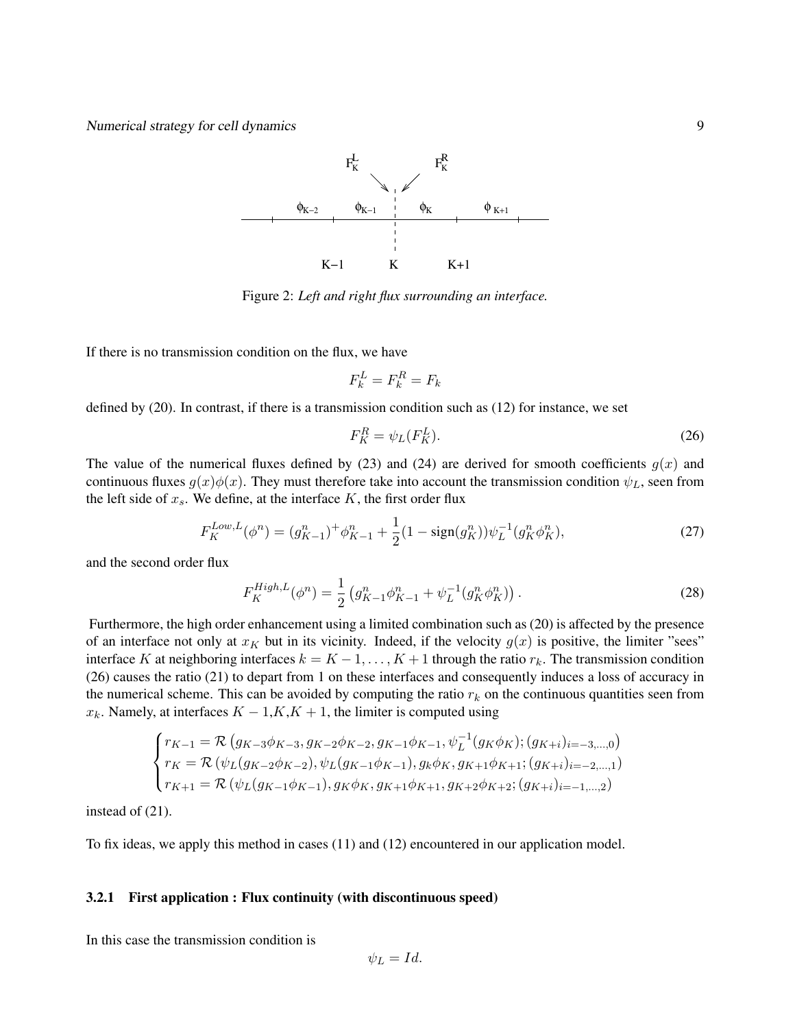Figure 2: *Left and right flux surrounding an interface.*

If there is no transmission condition on the flux, we have

$$F_k^L = F_k^R = F_k$$

defined by (20). In contrast, if there is a transmission condition such as (12) for instance, we set

$$F_K^R = \psi_L(F_K^L). \tag{26}$$

The value of the numerical fluxes defined by (23) and (24) are derived for smooth coefficients $g(x)$ and continuous fluxes $g(x)\phi(x)$. They must therefore take into account the transmission condition $\psi_L$, seen from the left side of $x_s$. We define, at the interface $K$, the first order flux

$$F_K^{Low,L}(\phi^n) = (g_{K-1}^n)^+\phi_{K-1}^n + \frac{1}{2}(1 - \text{sign}(g_K^n))\psi_L^{-1}(g_K^n\phi_K^n), \tag{27}$$

and the second order flux

$$F_K^{High,L}(\phi^n) = \frac{1}{2}\left(g_{K-1}^n\phi_{K-1}^n + \psi_L^{-1}(g_K^n\phi_K^n)\right). \tag{28}$$

Furthermore, the high order enhancement using a limited combination such as (20) is affected by the presence of an interface not only at $x_K$ but in its vicinity. Indeed, if the velocity $g(x)$ is positive, the limiter "sees" interface $K$ at neighboring interfaces $k = K-1, \ldots, K+1$ through the ratio $r_k$. The transmission condition (26) causes the ratio (21) to depart from 1 on these interfaces and consequently induces a loss of accuracy in the numerical scheme. This can be avoided by computing the ratio $r_k$ on the continuous quantities seen from $x_k$. Namely, at interfaces $K-1$,$K$,$K+1$, the limiter is computed using

$$\begin{cases} r_{K-1} = \mathcal{R}\left(g_{K-3}\phi_{K-3}, g_{K-2}\phi_{K-2}, g_{K-1}\phi_{K-1}, \psi_L^{-1}(g_K\phi_K); (g_{K+i})_{i=-3,\ldots,0}\right) \\ r_K = \mathcal{R}\left(\psi_L(g_{K-2}\phi_{K-2}), \psi_L(g_{K-1}\phi_{K-1}), g_k\phi_K, g_{K+1}\phi_{K+1}; (g_{K+i})_{i=-2,\ldots,1}\right) \\ r_{K+1} = \mathcal{R}\left(\psi_L(g_{K-1}\phi_{K-1}), g_K\phi_K, g_{K+1}\phi_{K+1}, g_{K+2}\phi_{K+2}; (g_{K+i})_{i=-1,\ldots,2}\right) \end{cases}$$

instead of (21).

To fix ideas, we apply this method in cases (11) and (12) encountered in our application model.

#### 3.2.1 First application : Flux continuity (with discontinuous speed)

In this case the transmission condition is

$$\psi_L = Id.$$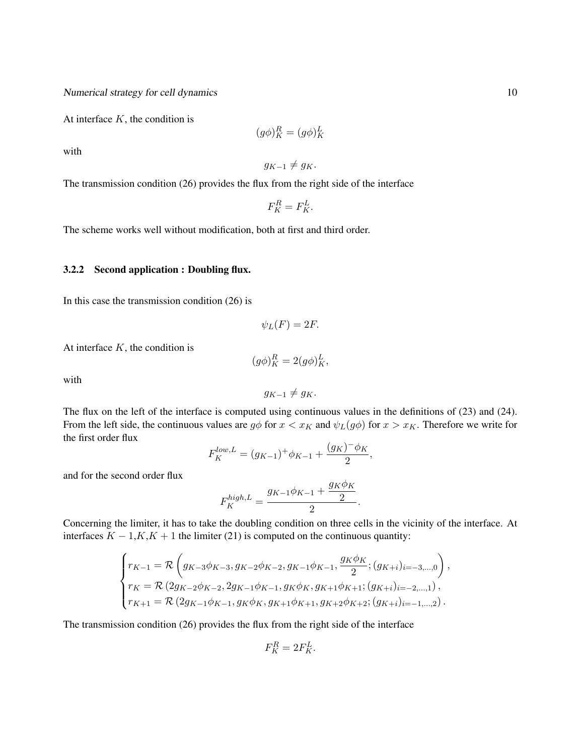At interface $K$, the condition is

$$(g\phi)_K^R = (g\phi)_K^L$$

with

$$g_{K-1} \neq g_K.$$

The transmission condition (26) provides the flux from the right side of the interface

$$F_K^R = F_K^L.$$

The scheme works well without modification, both at first and third order.

### 3.2.2 Second application : Doubling flux.

In this case the transmission condition (26) is

$$\psi_L(F) = 2F.$$

At interface $K$, the condition is

$$(g\phi)_K^R = 2(g\phi)_K^L,$$

with

$$g_{K-1} \neq g_K.$$

The flux on the left of the interface is computed using continuous values in the definitions of (23) and (24). From the left side, the continuous values are $g\phi$ for $x < x_K$ and $\psi_L(g\phi)$ for $x > x_K$. Therefore we write for the first order flux

$$F_K^{low,L} = (g_{K-1})^+ \phi_{K-1} + \frac{(g_K)^- \phi_K}{2},$$

and for the second order flux

$$F_K^{high,L} = \frac{g_{K-1}\phi_{K-1} + \dfrac{g_K \phi_K}{2}}{2}.$$

Concerning the limiter, it has to take the doubling condition on three cells in the vicinity of the interface. At interfaces $K-1$,$K$,$K+1$ the limiter (21) is computed on the continuous quantity:

$$\begin{cases} r_{K-1} = \mathcal{R}\left(g_{K-3}\phi_{K-3}, g_{K-2}\phi_{K-2}, g_{K-1}\phi_{K-1}, \dfrac{g_K\phi_K}{2}; (g_{K+i})_{i=-3,\ldots,0}\right), \\ r_K = \mathcal{R}\left(2g_{K-2}\phi_{K-2}, 2g_{K-1}\phi_{K-1}, g_K\phi_K, g_{K+1}\phi_{K+1}; (g_{K+i})_{i=-2,\ldots,1}\right), \\ r_{K+1} = \mathcal{R}\left(2g_{K-1}\phi_{K-1}, g_K\phi_K, g_{K+1}\phi_{K+1}, g_{K+2}\phi_{K+2}; (g_{K+i})_{i=-1,\ldots,2}\right). \end{cases}$$

The transmission condition (26) provides the flux from the right side of the interface

$$F_K^R = 2F_K^L.$$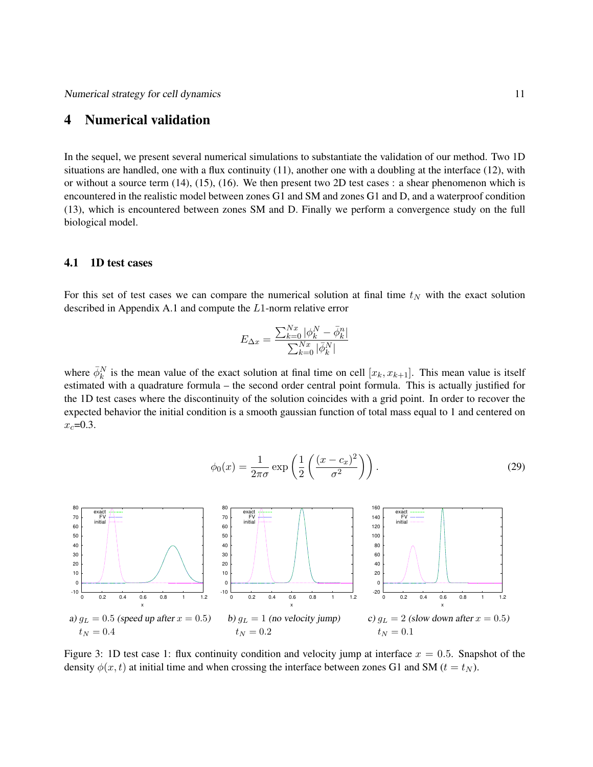## 4 Numerical validation

In the sequel, we present several numerical simulations to substantiate the validation of our method. Two 1D situations are handled, one with a flux continuity (11), another one with a doubling at the interface (12), with or without a source term (14), (15), (16). We then present two 2D test cases : a shear phenomenon which is encountered in the realistic model between zones G1 and SM and zones G1 and D, and a waterproof condition (13), which is encountered between zones SM and D. Finally we perform a convergence study on the full biological model.

### 4.1 1D test cases

For this set of test cases we can compare the numerical solution at final time $t_N$ with the exact solution described in Appendix A.1 and compute the $L1$-norm relative error

$$E_{\Delta x} = \frac{\sum_{k=0}^{Nx} |\phi_k^N - \bar{\phi}_k^n|}{\sum_{k=0}^{Nx} |\bar{\phi}_k^N|}$$

where $\bar{\phi}_k^N$ is the mean value of the exact solution at final time on cell $[x_k, x_{k+1}]$. This mean value is itself estimated with a quadrature formula – the second order central point formula. This is actually justified for the 1D test cases where the discontinuity of the solution coincides with a grid point. In order to recover the expected behavior the initial condition is a smooth gaussian function of total mass equal to 1 and centered on $x_c$=0.3.

$$\phi_0(x) = \frac{1}{2\pi\sigma} \exp\left(\frac{1}{2}\left(\frac{(x-c_x)^2}{\sigma^2}\right)\right). \tag{29}$$

a) $g_L = 0.5$ *(speed up after $x = 0.5$)* $t_N = 0.4$

b) $g_L = 1$ *(no velocity jump)* $t_N = 0.2$

c) $g_L = 2$ *(slow down after $x = 0.5$)* $t_N = 0.1$

Figure 3: 1D test case 1: flux continuity condition and velocity jump at interface $x = 0.5$. Snapshot of the density $\phi(x,t)$ at initial time and when crossing the interface between zones G1 and SM ($t = t_N$).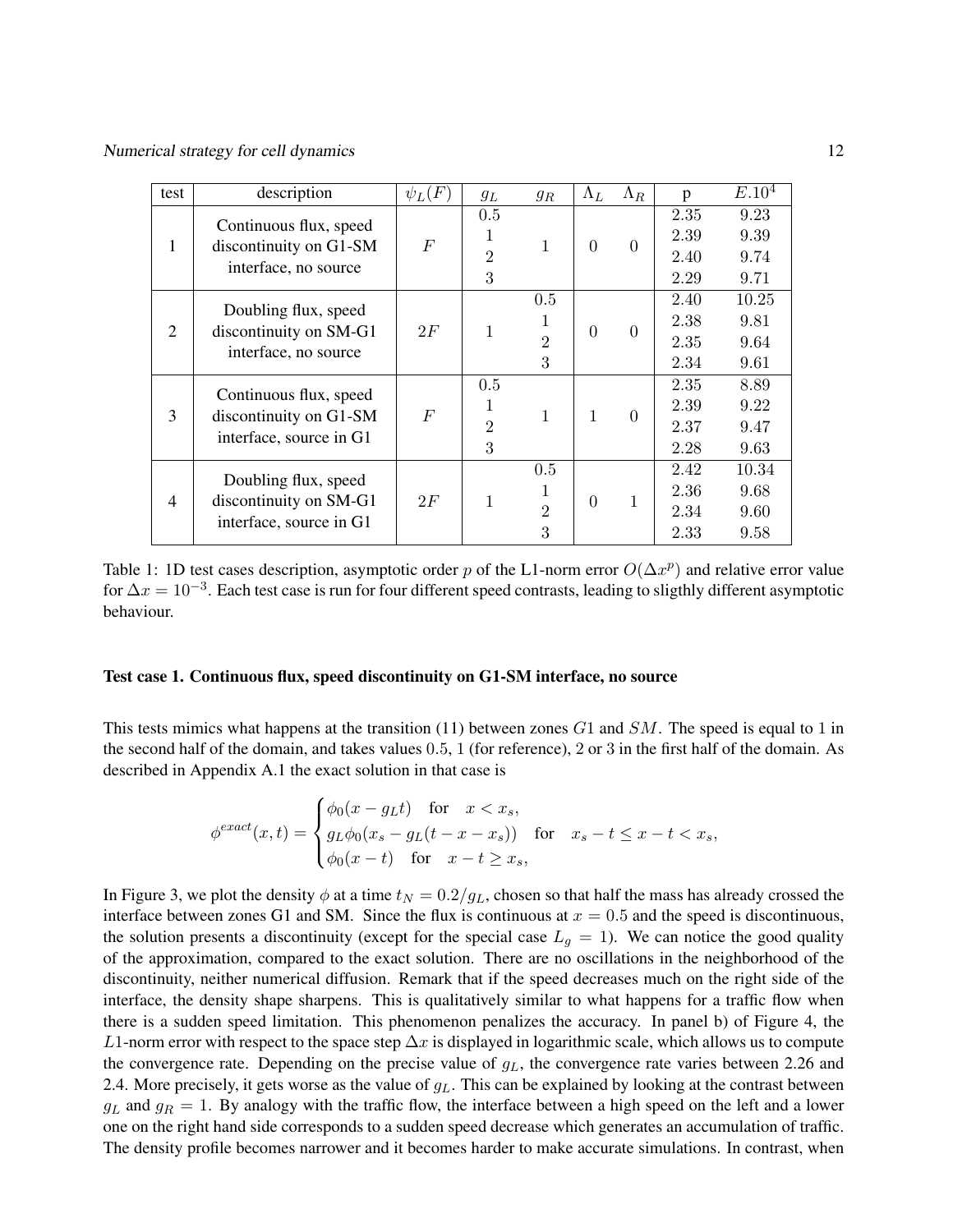| test | description | $\psi_L(F)$ | $g_L$ | $g_R$ | $\Lambda_L$ | $\Lambda_R$ | p | $E.10^4$ |
|---|---|---|---|---|---|---|---|---|
| 1 | Continuous flux, speed discontinuity on G1-SM interface, no source | $F$ | 0.5 | 1 | 0 | 0 | 2.35 | 9.23 |
| | | | 1 | | | | 2.39 | 9.39 |
| | | | 2 | | | | 2.40 | 9.74 |
| | | | 3 | | | | 2.29 | 9.71 |
| 2 | Doubling flux, speed discontinuity on SM-G1 interface, no source | $2F$ | 1 | 0.5 | 0 | 0 | 2.40 | 10.25 |
| | | | | 1 | | | 2.38 | 9.81 |
| | | | | 2 | | | 2.35 | 9.64 |
| | | | | 3 | | | 2.34 | 9.61 |
| 3 | Continuous flux, speed discontinuity on G1-SM interface, source in G1 | $F$ | 0.5 | 1 | 1 | 0 | 2.35 | 8.89 |
| | | | 1 | | | | 2.39 | 9.22 |
| | | | 2 | | | | 2.37 | 9.47 |
| | | | 3 | | | | 2.28 | 9.63 |
| 4 | Doubling flux, speed discontinuity on SM-G1 interface, source in G1 | $2F$ | 1 | 0.5 | 0 | 1 | 2.42 | 10.34 |
| | | | | 1 | | | 2.36 | 9.68 |
| | | | | 2 | | | 2.34 | 9.60 |
| | | | | 3 | | | 2.33 | 9.58 |

Table 1: 1D test cases description, asymptotic order $p$ of the L1-norm error $O(\Delta x^p)$ and relative error value for $\Delta x = 10^{-3}$. Each test case is run for four different speed contrasts, leading to sligthly different asymptotic behaviour.

**Test case 1. Continuous flux, speed discontinuity on G1-SM interface, no source**

This tests mimics what happens at the transition (11) between zones $G1$ and $SM$. The speed is equal to 1 in the second half of the domain, and takes values 0.5, 1 (for reference), 2 or 3 in the first half of the domain. As described in Appendix A.1 the exact solution in that case is

$$\phi^{exact}(x,t) = \begin{cases} \phi_0(x - g_L t) & \text{for} \quad x < x_s, \\ g_L \phi_0(x_s - g_L(t - x - x_s)) & \text{for} \quad x_s - t \leq x - t < x_s, \\ \phi_0(x - t) & \text{for} \quad x - t \geq x_s, \end{cases}$$

In Figure 3, we plot the density $\phi$ at a time $t_N = 0.2/g_L$, chosen so that half the mass has already crossed the interface between zones G1 and SM. Since the flux is continuous at $x = 0.5$ and the speed is discontinuous, the solution presents a discontinuity (except for the special case $L_g = 1$). We can notice the good quality of the approximation, compared to the exact solution. There are no oscillations in the neighborhood of the discontinuity, neither numerical diffusion. Remark that if the speed decreases much on the right side of the interface, the density shape sharpens. This is qualitatively similar to what happens for a traffic flow when there is a sudden speed limitation. This phenomenon penalizes the accuracy. In panel b) of Figure 4, the $L1$-norm error with respect to the space step $\Delta x$ is displayed in logarithmic scale, which allows us to compute the convergence rate. Depending on the precise value of $g_L$, the convergence rate varies between 2.26 and 2.4. More precisely, it gets worse as the value of $g_L$. This can be explained by looking at the contrast between $g_L$ and $g_R = 1$. By analogy with the traffic flow, the interface between a high speed on the left and a lower one on the right hand side corresponds to a sudden speed decrease which generates an accumulation of traffic. The density profile becomes narrower and it becomes harder to make accurate simulations. In contrast, when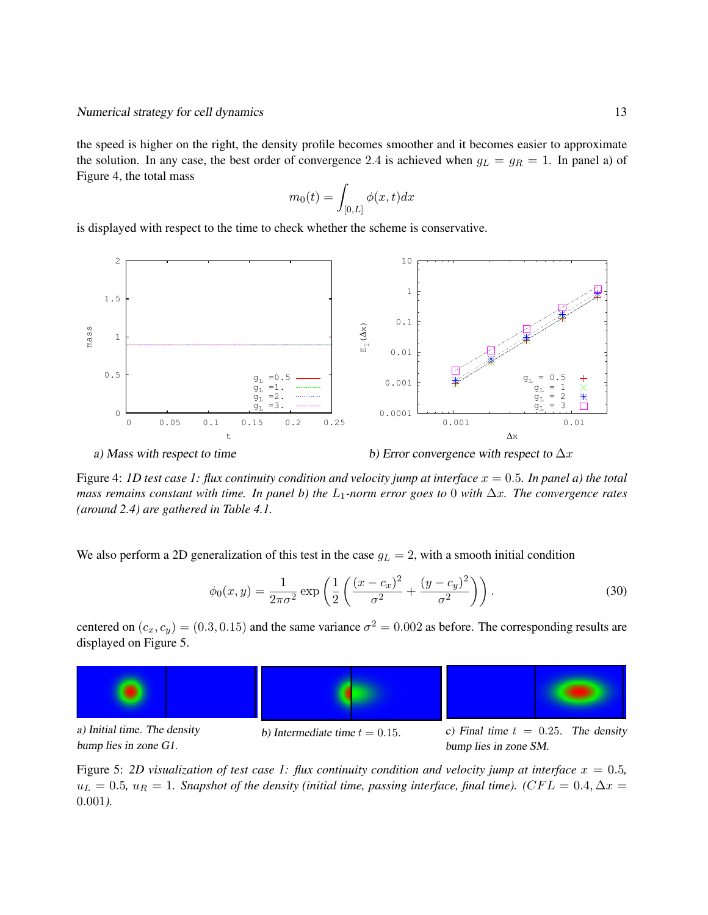the speed is higher on the right, the density profile becomes smoother and it becomes easier to approximate the solution. In any case, the best order of convergence 2.4 is achieved when $g_L = g_R = 1$. In panel a) of Figure 4, the total mass

$$m_0(t) = \int_{[0,L]} \phi(x,t)dx$$

is displayed with respect to the time to check whether the scheme is conservative.

a) Mass with respect to time

b) Error convergence with respect to $\Delta x$

Figure 4: *1D test case 1: flux continuity condition and velocity jump at interface $x = 0.5$. In panel a) the total mass remains constant with time. In panel b) the $L_1$-norm error goes to 0 with $\Delta x$. The convergence rates (around 2.4) are gathered in Table 4.1.*

We also perform a 2D generalization of this test in the case $g_L = 2$, with a smooth initial condition

$$\phi_0(x,y) = \frac{1}{2\pi\sigma^2} \exp\left(\frac{1}{2}\left(\frac{(x-c_x)^2}{\sigma^2} + \frac{(y-c_y)^2}{\sigma^2}\right)\right). \tag{30}$$

centered on $(c_x, c_y) = (0.3, 0.15)$ and the same variance $\sigma^2 = 0.002$ as before. The corresponding results are displayed on Figure 5.

a) Initial time. The density bump lies in zone G1.

b) Intermediate time $t = 0.15$.

c) Final time $t = 0.25$. The density bump lies in zone SM.

Figure 5: *2D visualization of test case 1: flux continuity condition and velocity jump at interface $x = 0.5$, $u_L = 0.5$, $u_R = 1$. Snapshot of the density (initial time, passing interface, final time). ($CFL = 0.4, \Delta x = 0.001$).*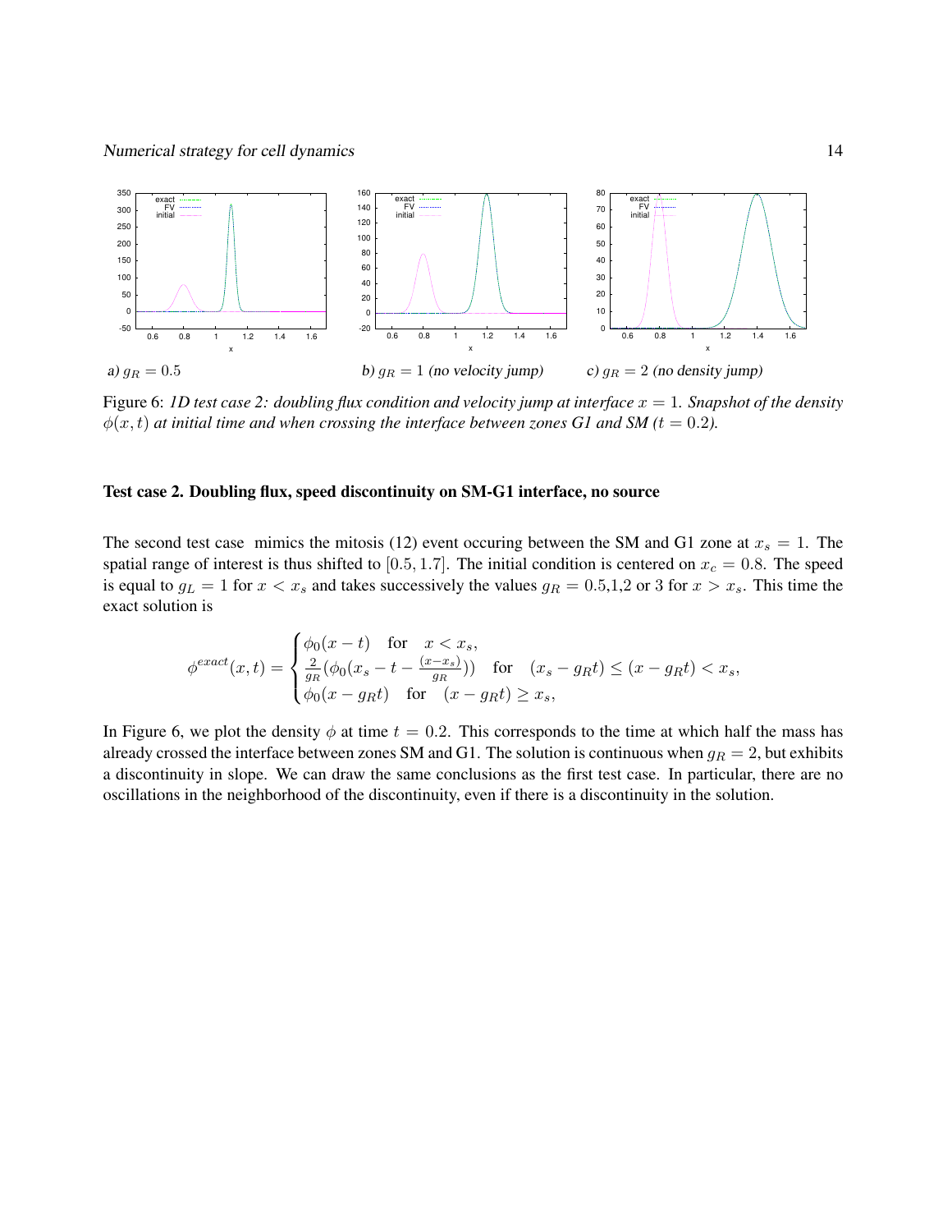a) $g_R = 0.5$ b) $g_R = 1$ (no velocity jump) c) $g_R = 2$ (no density jump)

Figure 6: *1D test case 2: doubling flux condition and velocity jump at interface $x = 1$. Snapshot of the density $\phi(x,t)$ at initial time and when crossing the interface between zones G1 and SM ($t = 0.2$).*

**Test case 2. Doubling flux, speed discontinuity on SM-G1 interface, no source**

The second test case mimics the mitosis (12) event occuring between the SM and G1 zone at $x_s = 1$. The spatial range of interest is thus shifted to $[0.5, 1.7]$. The initial condition is centered on $x_c = 0.8$. The speed is equal to $g_L = 1$ for $x < x_s$ and takes successively the values $g_R = 0.5$,1,2 or 3 for $x > x_s$. This time the exact solution is

$$\phi^{exact}(x,t) = \begin{cases} \phi_0(x - t) \quad \text{for} \quad x < x_s, \\ \frac{2}{g_R}(\phi_0(x_s - t - \frac{(x - x_s)}{g_R})) \quad \text{for} \quad (x_s - g_R t) \leq (x - g_R t) < x_s, \\ \phi_0(x - g_R t) \quad \text{for} \quad (x - g_R t) \geq x_s, \end{cases}$$

In Figure 6, we plot the density $\phi$ at time $t = 0.2$. This corresponds to the time at which half the mass has already crossed the interface between zones SM and G1. The solution is continuous when $g_R = 2$, but exhibits a discontinuity in slope. We can draw the same conclusions as the first test case. In particular, there are no oscillations in the neighborhood of the discontinuity, even if there is a discontinuity in the solution.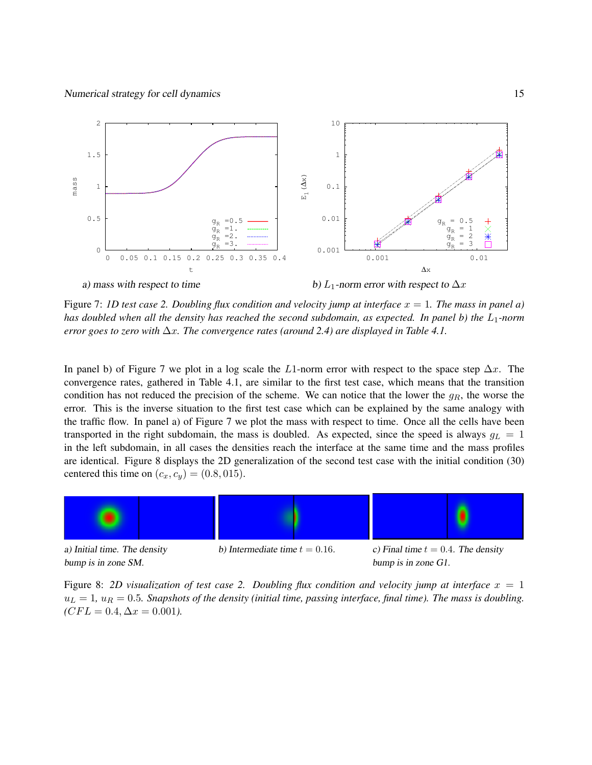a) mass with respect to time

b) $L_1$-norm error with respect to $\Delta x$

Figure 7: *1D test case 2. Doubling flux condition and velocity jump at interface $x = 1$. The mass in panel a) has doubled when all the density has reached the second subdomain, as expected. In panel b) the $L_1$-norm error goes to zero with $\Delta x$. The convergence rates (around 2.4) are displayed in Table 4.1.*

In panel b) of Figure 7 we plot in a log scale the $L1$-norm error with respect to the space step $\Delta x$. The convergence rates, gathered in Table 4.1, are similar to the first test case, which means that the transition condition has not reduced the precision of the scheme. We can notice that the lower the $g_R$, the worse the error. This is the inverse situation to the first test case which can be explained by the same analogy with the traffic flow. In panel a) of Figure 7 we plot the mass with respect to time. Once all the cells have been transported in the right subdomain, the mass is doubled. As expected, since the speed is always $g_L = 1$ in the left subdomain, in all cases the densities reach the interface at the same time and the mass profiles are identical. Figure 8 displays the 2D generalization of the second test case with the initial condition (30) centered this time on $(c_x, c_y) = (0.8, 015)$.

a) Initial time. The density bump is in zone SM.

b) Intermediate time $t = 0.16$.

c) Final time $t = 0.4$. The density bump is in zone G1.

Figure 8: *2D visualization of test case 2. Doubling flux condition and velocity jump at interface $x = 1$ $u_L = 1$, $u_R = 0.5$. Snapshots of the density (initial time, passing interface, final time). The mass is doubling. ($CFL = 0.4, \Delta x = 0.001$).*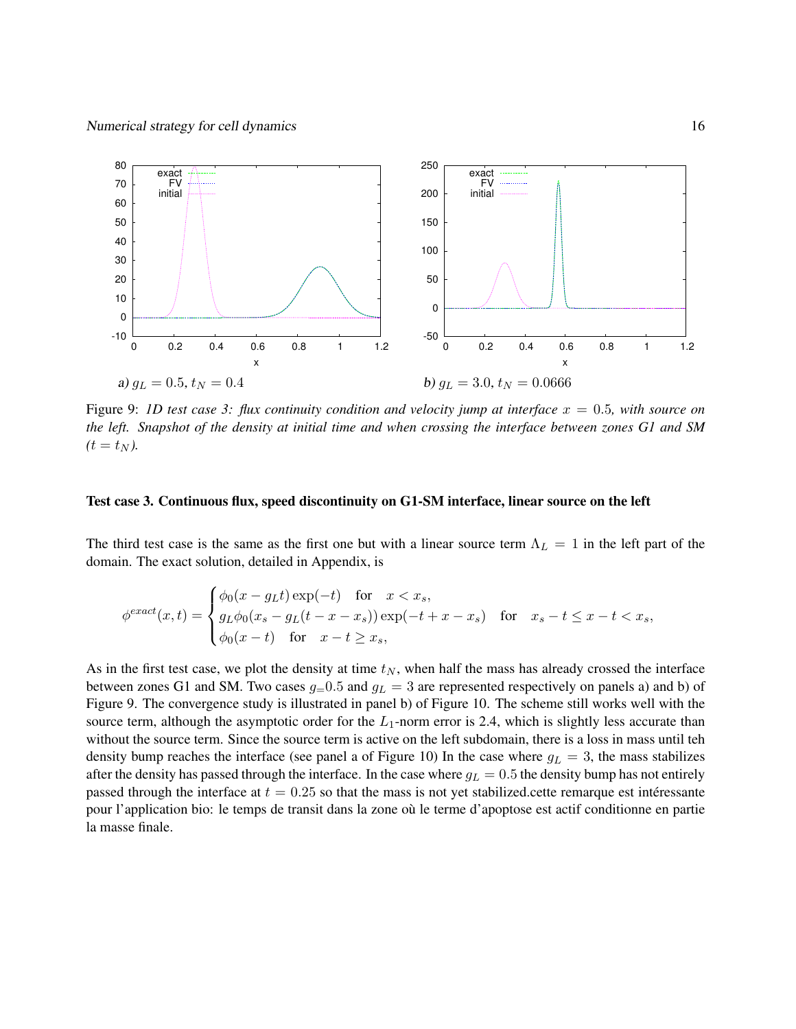a) $g_L = 0.5$, $t_N = 0.4$

b) $g_L = 3.0$, $t_N = 0.0666$

Figure 9: *1D test case 3: flux continuity condition and velocity jump at interface $x = 0.5$, with source on the left. Snapshot of the density at initial time and when crossing the interface between zones G1 and SM ($t = t_N$).*

### Test case 3. Continuous flux, speed discontinuity on G1-SM interface, linear source on the left

The third test case is the same as the first one but with a linear source term $\Lambda_L = 1$ in the left part of the domain. The exact solution, detailed in Appendix, is

$$
\phi^{exact}(x,t) = \begin{cases} \phi_0(x - g_L t)\exp(-t) \quad \text{for} \quad x < x_s, \\ g_L \phi_0(x_s - g_L(t - x - x_s))\exp(-t + x - x_s) \quad \text{for} \quad x_s - t \leq x - t < x_s, \\ \phi_0(x - t) \quad \text{for} \quad x - t \geq x_s, \end{cases}
$$

As in the first test case, we plot the density at time $t_N$, when half the mass has already crossed the interface between zones G1 and SM. Two cases $g_= 0.5$ and $g_L = 3$ are represented respectively on panels a) and b) of Figure 9. The convergence study is illustrated in panel b) of Figure 10. The scheme still works well with the source term, although the asymptotic order for the $L_1$-norm error is 2.4, which is slightly less accurate than without the source term. Since the source term is active on the left subdomain, there is a loss in mass until teh density bump reaches the interface (see panel a of Figure 10) In the case where $g_L = 3$, the mass stabilizes after the density has passed through the interface. In the case where $g_L = 0.5$ the density bump has not entirely passed through the interface at $t = 0.25$ so that the mass is not yet stabilized.cette remarque est intéressante pour l'application bio: le temps de transit dans la zone où le terme d'apoptose est actif conditionne en partie la masse finale.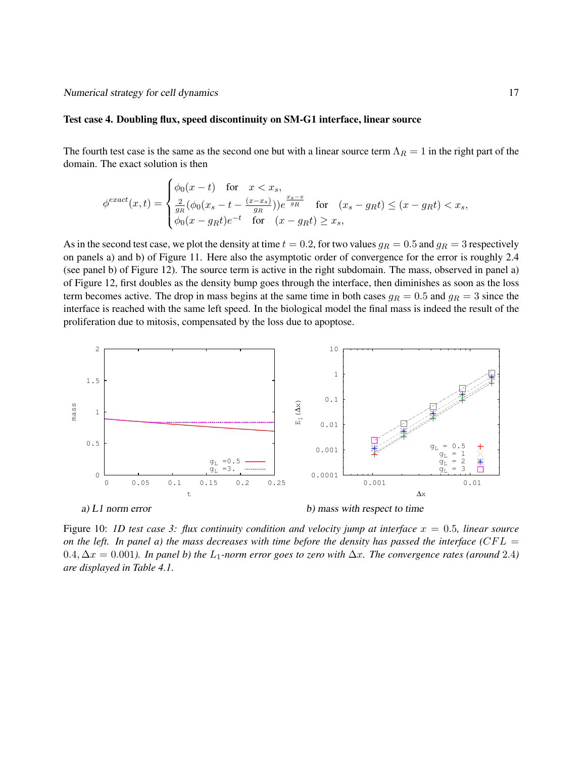**Test case 4. Doubling flux, speed discontinuity on SM-G1 interface, linear source**

The fourth test case is the same as the second one but with a linear source term $\Lambda_R = 1$ in the right part of the domain. The exact solution is then

$$\phi^{exact}(x,t) = \begin{cases} \phi_0(x-t) & \text{for} \quad x < x_s, \\ \frac{2}{g_R}(\phi_0(x_s - t - \frac{(x-x_s)}{g_R}))e^{\frac{x_s - x}{g_R}} & \text{for} \quad (x_s - g_R t) \leq (x - g_R t) < x_s, \\ \phi_0(x - g_R t)e^{-t} & \text{for} \quad (x - g_R t) \geq x_s, \end{cases}$$

As in the second test case, we plot the density at time $t = 0.2$, for two values $g_R = 0.5$ and $g_R = 3$ respectively on panels a) and b) of Figure 11. Here also the asymptotic order of convergence for the error is roughly 2.4 (see panel b) of Figure 12). The source term is active in the right subdomain. The mass, observed in panel a) of Figure 12, first doubles as the density bump goes through the interface, then diminishes as soon as the loss term becomes active. The drop in mass begins at the same time in both cases $g_R = 0.5$ and $g_R = 3$ since the interface is reached with the same left speed. In the biological model the final mass is indeed the result of the proliferation due to mitosis, compensated by the loss due to apoptose.

a) L1 norm error

b) mass with respect to time

Figure 10: *1D test case 3: flux continuity condition and velocity jump at interface $x = 0.5$, linear source on the left. In panel a) the mass decreases with time before the density has passed the interface ($CFL = 0.4, \Delta x = 0.001$). In panel b) the $L_1$-norm error goes to zero with $\Delta x$. The convergence rates (around 2.4) are displayed in Table 4.1.*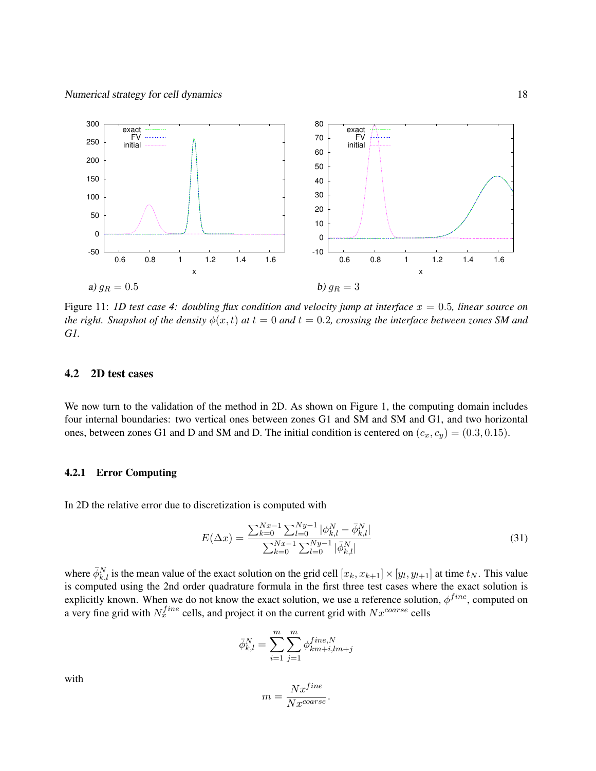a) $g_R = 0.5$

b) $g_R = 3$

Figure 11: *1D test case 4: doubling flux condition and velocity jump at interface $x = 0.5$, linear source on the right. Snapshot of the density $\phi(x,t)$ at $t = 0$ and $t = 0.2$, crossing the interface between zones SM and G1.*

## 4.2 2D test cases

We now turn to the validation of the method in 2D. As shown on Figure 1, the computing domain includes four internal boundaries: two vertical ones between zones G1 and SM and SM and G1, and two horizontal ones, between zones G1 and D and SM and D. The initial condition is centered on $(c_x, c_y) = (0.3, 0.15)$.

### 4.2.1 Error Computing

In 2D the relative error due to discretization is computed with

$$E(\Delta x) = \frac{\sum_{k=0}^{Nx-1} \sum_{l=0}^{Ny-1} |\phi_{k,l}^N - \bar{\phi}_{k,l}^N|}{\sum_{k=0}^{Nx-1} \sum_{l=0}^{Ny-1} |\bar{\phi}_{k,l}^N|} \tag{31}$$

where $\bar{\phi}_{k,l}^N$ is the mean value of the exact solution on the grid cell $[x_k, x_{k+1}] \times [y_l, y_{l+1}]$ at time $t_N$. This value is computed using the 2nd order quadrature formula in the first three test cases where the exact solution is explicitly known. When we do not know the exact solution, we use a reference solution, $\phi^{fine}$, computed on a very fine grid with $N_x^{fine}$ cells, and project it on the current grid with $Nx^{coarse}$ cells

$$\bar{\phi}_{k,l}^N = \sum_{i=1}^{m} \sum_{j=1}^{m} \phi_{km+i,lm+j}^{fine,N}$$

with

$$m = \frac{Nx^{fine}}{Nx^{coarse}}.$$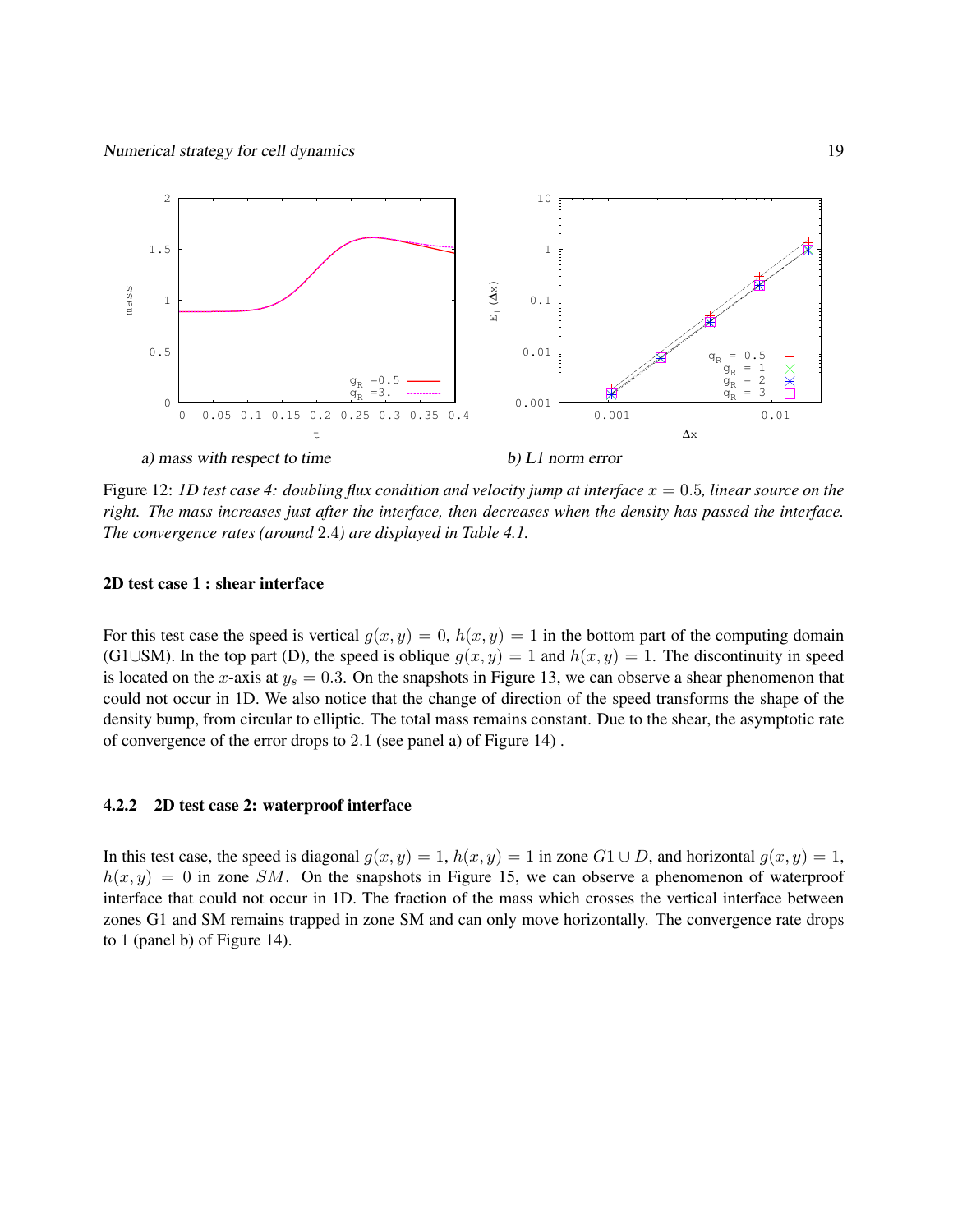a) mass with respect to time

b) L1 norm error

Figure 12: *1D test case 4: doubling flux condition and velocity jump at interface $x = 0.5$, linear source on the right. The mass increases just after the interface, then decreases when the density has passed the interface. The convergence rates (around 2.4) are displayed in Table 4.1.*

**2D test case 1 : shear interface**

For this test case the speed is vertical $g(x, y) = 0$, $h(x, y) = 1$ in the bottom part of the computing domain (G1∪SM). In the top part (D), the speed is oblique $g(x, y) = 1$ and $h(x, y) = 1$. The discontinuity in speed is located on the $x$-axis at $y_s = 0.3$. On the snapshots in Figure 13, we can observe a shear phenomenon that could not occur in 1D. We also notice that the change of direction of the speed transforms the shape of the density bump, from circular to elliptic. The total mass remains constant. Due to the shear, the asymptotic rate of convergence of the error drops to 2.1 (see panel a) of Figure 14) .

### 4.2.2 2D test case 2: waterproof interface

In this test case, the speed is diagonal $g(x, y) = 1$, $h(x, y) = 1$ in zone $G1 \cup D$, and horizontal $g(x, y) = 1$, $h(x, y) = 0$ in zone $SM$. On the snapshots in Figure 15, we can observe a phenomenon of waterproof interface that could not occur in 1D. The fraction of the mass which crosses the vertical interface between zones G1 and SM remains trapped in zone SM and can only move horizontally. The convergence rate drops to 1 (panel b) of Figure 14).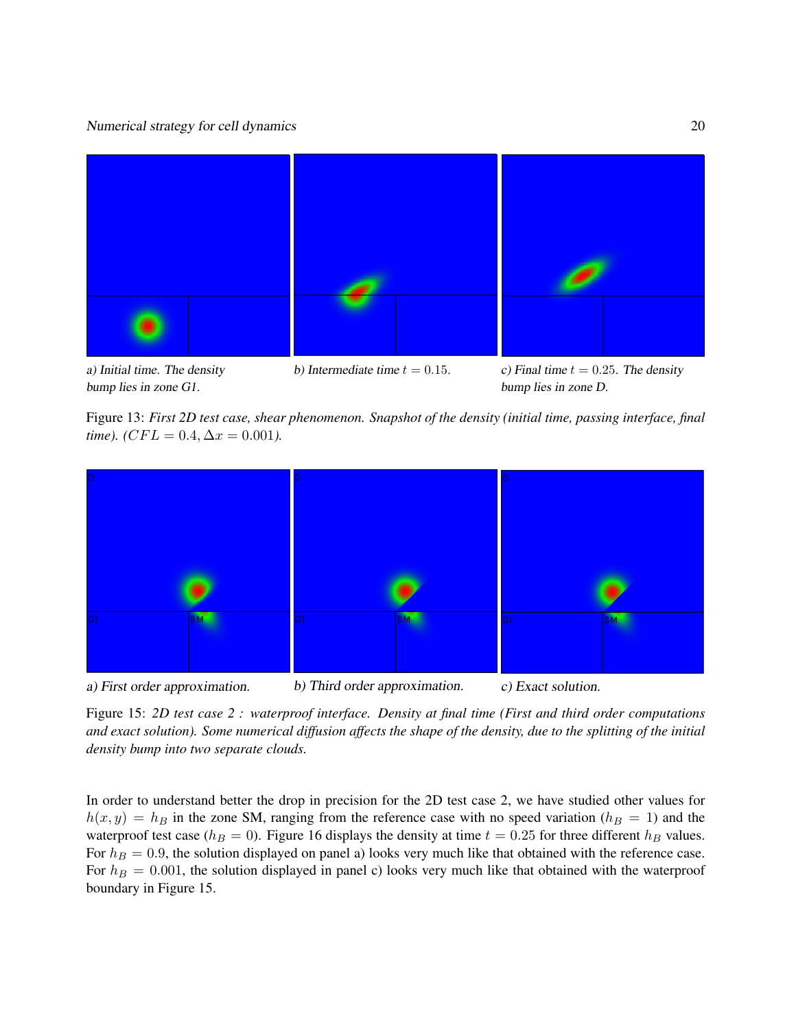a) Initial time. The density bump lies in zone G1.

b) Intermediate time $t = 0.15$.

c) Final time $t = 0.25$. The density bump lies in zone D.

Figure 13: *First 2D test case, shear phenomenon. Snapshot of the density (initial time, passing interface, final time). ($CFL = 0.4, \Delta x = 0.001$).*

a) First order approximation.

b) Third order approximation.

c) Exact solution.

Figure 15: *2D test case 2 : waterproof interface. Density at final time (First and third order computations and exact solution). Some numerical diffusion affects the shape of the density, due to the splitting of the initial density bump into two separate clouds.*

In order to understand better the drop in precision for the 2D test case 2, we have studied other values for $h(x, y) = h_B$ in the zone SM, ranging from the reference case with no speed variation ($h_B = 1$) and the waterproof test case ($h_B = 0$). Figure 16 displays the density at time $t = 0.25$ for three different $h_B$ values. For $h_B = 0.9$, the solution displayed on panel a) looks very much like that obtained with the reference case. For $h_B = 0.001$, the solution displayed in panel c) looks very much like that obtained with the waterproof boundary in Figure 15.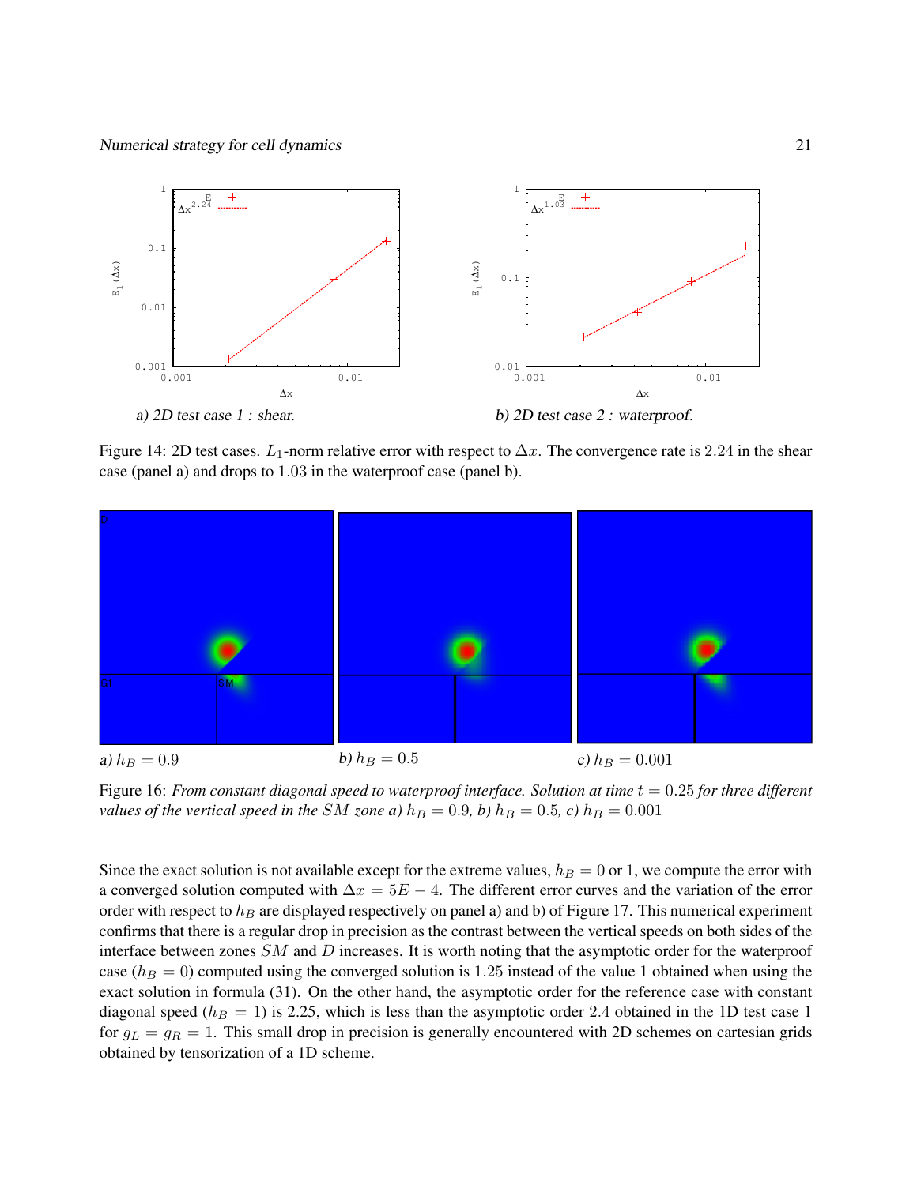a) *2D test case 1 : shear.*

b) *2D test case 2 : waterproof.*

Figure 14: 2D test cases. $L_1$-norm relative error with respect to $\Delta x$. The convergence rate is 2.24 in the shear case (panel a) and drops to 1.03 in the waterproof case (panel b).

a) $h_B = 0.9$

b) $h_B = 0.5$

c) $h_B = 0.001$

Figure 16: *From constant diagonal speed to waterproof interface. Solution at time $t = 0.25$ for three different values of the vertical speed in the $SM$ zone a) $h_B = 0.9$, b) $h_B = 0.5$, c) $h_B = 0.001$*

Since the exact solution is not available except for the extreme values, $h_B = 0$ or 1, we compute the error with a converged solution computed with $\Delta x = 5E-4$. The different error curves and the variation of the error order with respect to $h_B$ are displayed respectively on panel a) and b) of Figure 17. This numerical experiment confirms that there is a regular drop in precision as the contrast between the vertical speeds on both sides of the interface between zones $SM$ and $D$ increases. It is worth noting that the asymptotic order for the waterproof case ($h_B = 0$) computed using the converged solution is 1.25 instead of the value 1 obtained when using the exact solution in formula (31). On the other hand, the asymptotic order for the reference case with constant diagonal speed ($h_B = 1$) is 2.25, which is less than the asymptotic order 2.4 obtained in the 1D test case 1 for $g_L = g_R = 1$. This small drop in precision is generally encountered with 2D schemes on cartesian grids obtained by tensorization of a 1D scheme.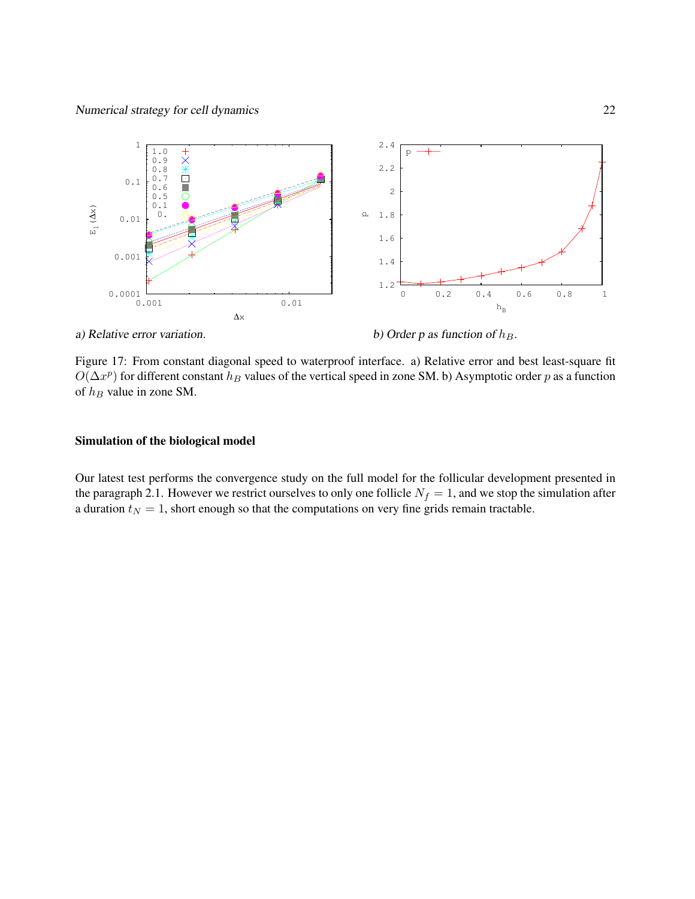a) Relative error variation.

b) Order $p$ as function of $h_B$.

Figure 17: From constant diagonal speed to waterproof interface. a) Relative error and best least-square fit $O(\Delta x^p)$ for different constant $h_B$ values of the vertical speed in zone SM. b) Asymptotic order $p$ as a function of $h_B$ value in zone SM.

### Simulation of the biological model

Our latest test performs the convergence study on the full model for the follicular development presented in the paragraph 2.1. However we restrict ourselves to only one follicle $N_f = 1$, and we stop the simulation after a duration $t_N = 1$, short enough so that the computations on very fine grids remain tractable.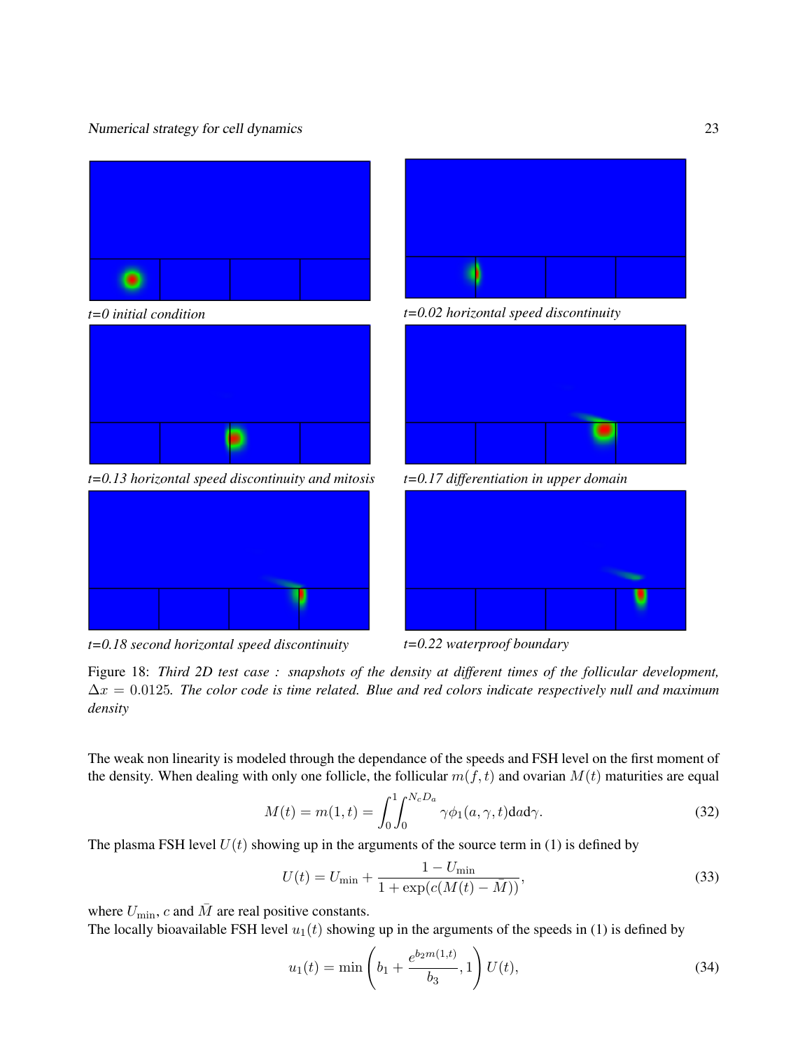*t=0 initial condition*

*t=0.02 horizontal speed discontinuity*

*t=0.13 horizontal speed discontinuity and mitosis*

*t=0.17 differentiation in upper domain*

*t=0.18 second horizontal speed discontinuity*

*t=0.22 waterproof boundary*

Figure 18: *Third 2D test case : snapshots of the density at different times of the follicular development, $\Delta x = 0.0125$. The color code is time related. Blue and red colors indicate respectively null and maximum density*

The weak non linearity is modeled through the dependance of the speeds and FSH level on the first moment of the density. When dealing with only one follicle, the follicular $m(f,t)$ and ovarian $M(t)$ maturities are equal

$$M(t) = m(1,t) = \int_0^1 \int_0^{N_c D_a} \gamma \phi_1(a,\gamma,t) \mathrm{d}a \mathrm{d}\gamma. \tag{32}$$

The plasma FSH level $U(t)$ showing up in the arguments of the source term in (1) is defined by

$$U(t) = U_{\min} + \frac{1 - U_{\min}}{1 + \exp(c(M(t) - \bar{M}))}, \tag{33}$$

where $U_{\min}$, $c$ and $\bar{M}$ are real positive constants.
The locally bioavailable FSH level $u_1(t)$ showing up in the arguments of the speeds in (1) is defined by

$$u_1(t) = \min\left(b_1 + \frac{e^{b_2 m(1,t)}}{b_3}, 1\right) U(t), \tag{34}$$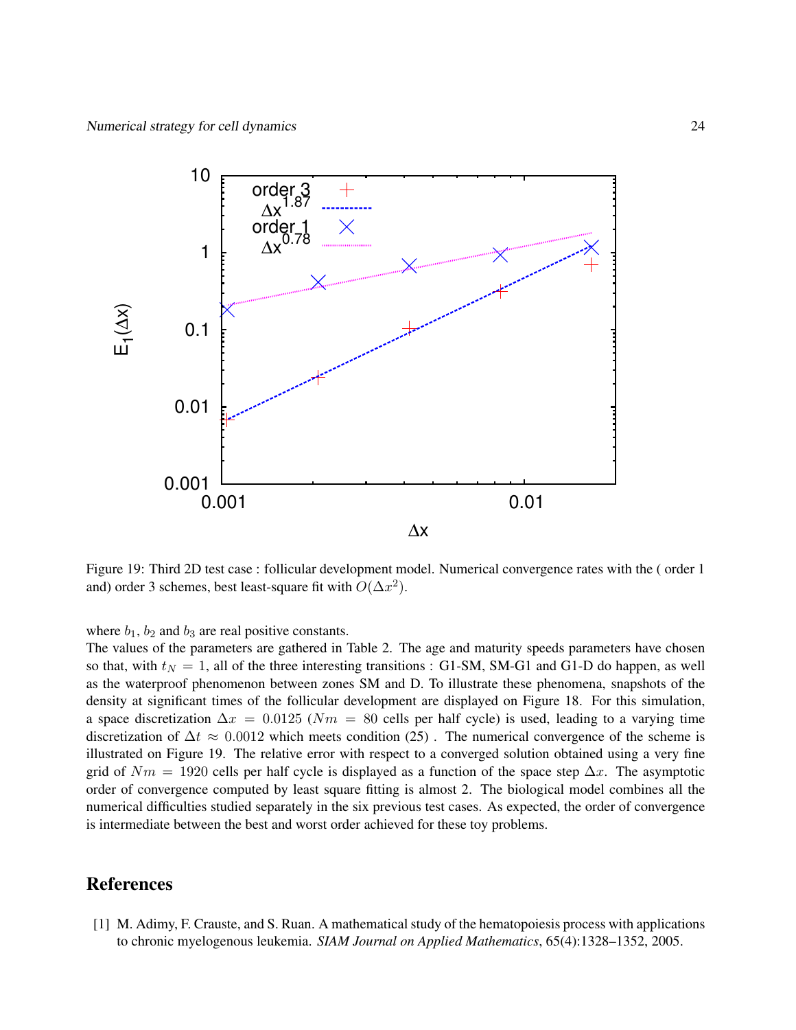Figure 19: Third 2D test case : follicular development model. Numerical convergence rates with the ( order 1 and) order 3 schemes, best least-square fit with $O(\Delta x^2)$.

where $b_1$, $b_2$ and $b_3$ are real positive constants.
The values of the parameters are gathered in Table 2. The age and maturity speeds parameters have chosen so that, with $t_N = 1$, all of the three interesting transitions : G1-SM, SM-G1 and G1-D do happen, as well as the waterproof phenomenon between zones SM and D. To illustrate these phenomena, snapshots of the density at significant times of the follicular development are displayed on Figure 18. For this simulation, a space discretization $\Delta x = 0.0125$ ($Nm = 80$ cells per half cycle) is used, leading to a varying time discretization of $\Delta t \approx 0.0012$ which meets condition (25) . The numerical convergence of the scheme is illustrated on Figure 19. The relative error with respect to a converged solution obtained using a very fine grid of $Nm = 1920$ cells per half cycle is displayed as a function of the space step $\Delta x$. The asymptotic order of convergence computed by least square fitting is almost 2. The biological model combines all the numerical difficulties studied separately in the six previous test cases. As expected, the order of convergence is intermediate between the best and worst order achieved for these toy problems.

# References

[1] M. Adimy, F. Crauste, and S. Ruan. A mathematical study of the hematopoiesis process with applications to chronic myelogenous leukemia. *SIAM Journal on Applied Mathematics*, 65(4):1328–1352, 2005.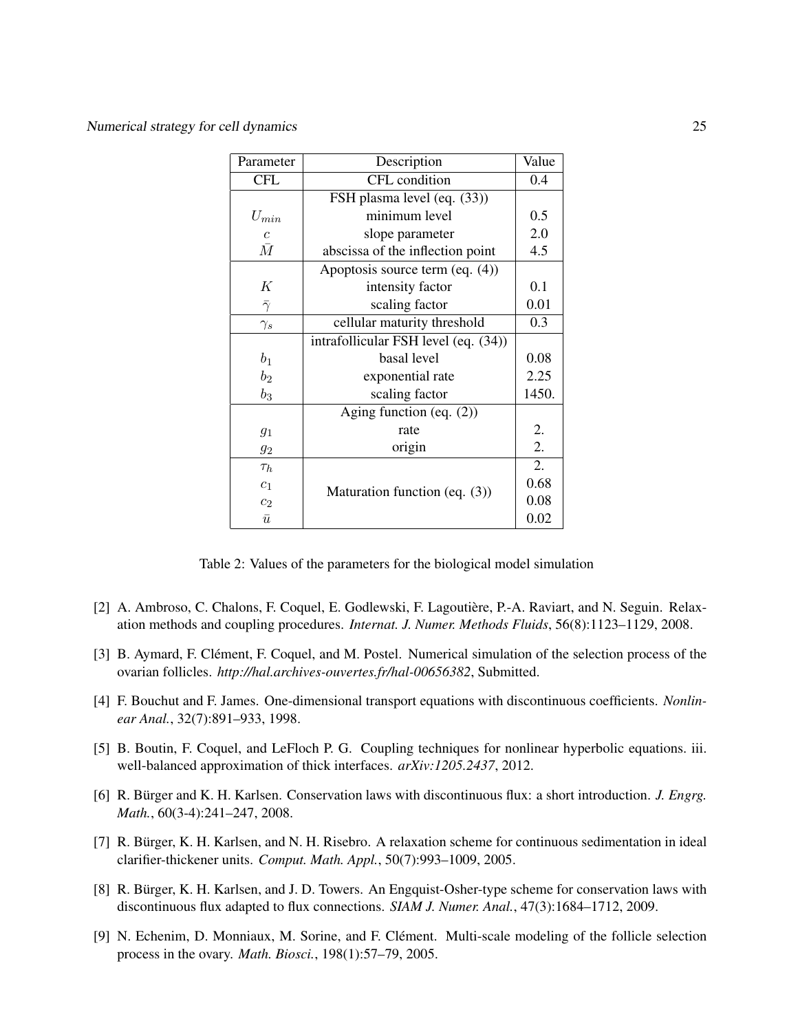| Parameter | Description | Value |
|---|---|---|
| CFL | CFL condition | 0.4 |
| | FSH plasma level (eq. (33)) | |
| $U_{min}$ | minimum level | 0.5 |
| $c$ | slope parameter | 2.0 |
| $\bar{M}$ | abscissa of the inflection point | 4.5 |
| | Apoptosis source term (eq. (4)) | |
| $K$ | intensity factor | 0.1 |
| $\bar{\gamma}$ | scaling factor | 0.01 |
| $\gamma_s$ | cellular maturity threshold | 0.3 |
| | intrafollicular FSH level (eq. (34)) | |
| $b_1$ | basal level | 0.08 |
| $b_2$ | exponential rate | 2.25 |
| $b_3$ | scaling factor | 1450. |
| | Aging function (eq. (2)) | |
| $g_1$ | rate | 2. |
| $g_2$ | origin | 2. |
| $\tau_h$ | Maturation function (eq. (3)) | 2. |
| $c_1$ | | 0.68 |
| $c_2$ | | 0.08 |
| $\bar{u}$ | | 0.02 |

Table 2: Values of the parameters for the biological model simulation

[2] A. Ambroso, C. Chalons, F. Coquel, E. Godlewski, F. Lagoutière, P.-A. Raviart, and N. Seguin. Relaxation methods and coupling procedures. *Internat. J. Numer. Methods Fluids*, 56(8):1123–1129, 2008.

[3] B. Aymard, F. Clément, F. Coquel, and M. Postel. Numerical simulation of the selection process of the ovarian follicles. *http://hal.archives-ouvertes.fr/hal-00656382*, Submitted.

[4] F. Bouchut and F. James. One-dimensional transport equations with discontinuous coefficients. *Nonlinear Anal.*, 32(7):891–933, 1998.

[5] B. Boutin, F. Coquel, and LeFloch P. G. Coupling techniques for nonlinear hyperbolic equations. iii. well-balanced approximation of thick interfaces. *arXiv:1205.2437*, 2012.

[6] R. Bürger and K. H. Karlsen. Conservation laws with discontinuous flux: a short introduction. *J. Engrg. Math.*, 60(3-4):241–247, 2008.

[7] R. Bürger, K. H. Karlsen, and N. H. Risebro. A relaxation scheme for continuous sedimentation in ideal clarifier-thickener units. *Comput. Math. Appl.*, 50(7):993–1009, 2005.

[8] R. Bürger, K. H. Karlsen, and J. D. Towers. An Engquist-Osher-type scheme for conservation laws with discontinuous flux adapted to flux connections. *SIAM J. Numer. Anal.*, 47(3):1684–1712, 2009.

[9] N. Echenim, D. Monniaux, M. Sorine, and F. Clément. Multi-scale modeling of the follicle selection process in the ovary. *Math. Biosci.*, 198(1):57–79, 2005.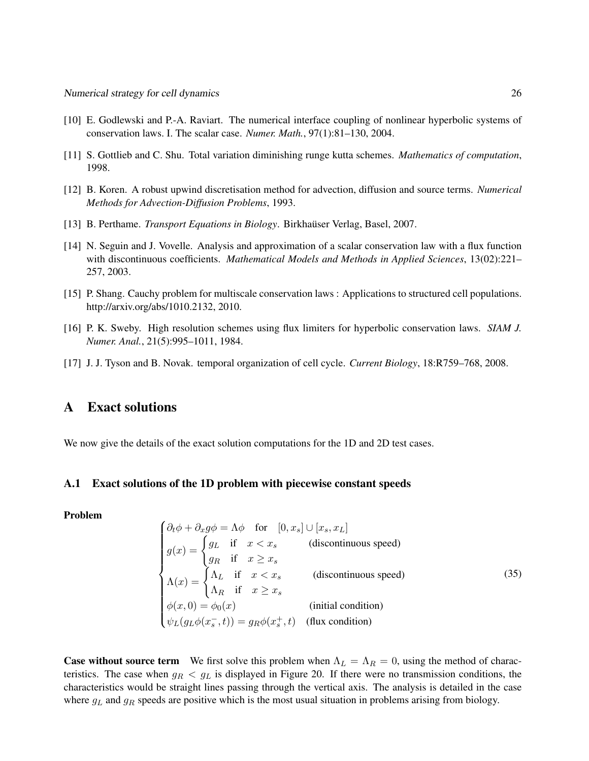[10] E. Godlewski and P.-A. Raviart. The numerical interface coupling of nonlinear hyperbolic systems of conservation laws. I. The scalar case. *Numer. Math.*, 97(1):81–130, 2004.

[11] S. Gottlieb and C. Shu. Total variation diminishing runge kutta schemes. *Mathematics of computation*, 1998.

[12] B. Koren. A robust upwind discretisation method for advection, diffusion and source terms. *Numerical Methods for Advection-Diffusion Problems*, 1993.

[13] B. Perthame. *Transport Equations in Biology*. Birkhaüser Verlag, Basel, 2007.

[14] N. Seguin and J. Vovelle. Analysis and approximation of a scalar conservation law with a flux function with discontinuous coefficients. *Mathematical Models and Methods in Applied Sciences*, 13(02):221–257, 2003.

[15] P. Shang. Cauchy problem for multiscale conservation laws : Applications to structured cell populations. http://arxiv.org/abs/1010.2132, 2010.

[16] P. K. Sweby. High resolution schemes using flux limiters for hyperbolic conservation laws. *SIAM J. Numer. Anal.*, 21(5):995–1011, 1984.

[17] J. J. Tyson and B. Novak. temporal organization of cell cycle. *Current Biology*, 18:R759–768, 2008.

# A Exact solutions

We now give the details of the exact solution computations for the 1D and 2D test cases.

## A.1 Exact solutions of the 1D problem with piecewise constant speeds

**Problem**

$$
\begin{cases}
\partial_t \phi + \partial_x g\phi = \Lambda\phi \quad \text{for} \quad [0, x_s] \cup [x_s, x_L] \\
g(x) = \begin{cases} g_L & \text{if} \quad x < x_s \\ g_R & \text{if} \quad x \geq x_s \end{cases} \quad \text{(discontinuous speed)} \\
\Lambda(x) = \begin{cases} \Lambda_L & \text{if} \quad x < x_s \\ \Lambda_R & \text{if} \quad x \geq x_s \end{cases} \quad \text{(discontinuous speed)} \\
\phi(x, 0) = \phi_0(x) \quad \text{(initial condition)} \\
\psi_L(g_L\phi(x_s^-, t)) = g_R\phi(x_s^+, t) \quad \text{(flux condition)}
\end{cases}
\tag{35}
$$

**Case without source term** We first solve this problem when $\Lambda_L = \Lambda_R = 0$, using the method of characteristics. The case when $g_R < g_L$ is displayed in Figure 20. If there were no transmission conditions, the characteristics would be straight lines passing through the vertical axis. The analysis is detailed in the case where $g_L$ and $g_R$ speeds are positive which is the most usual situation in problems arising from biology.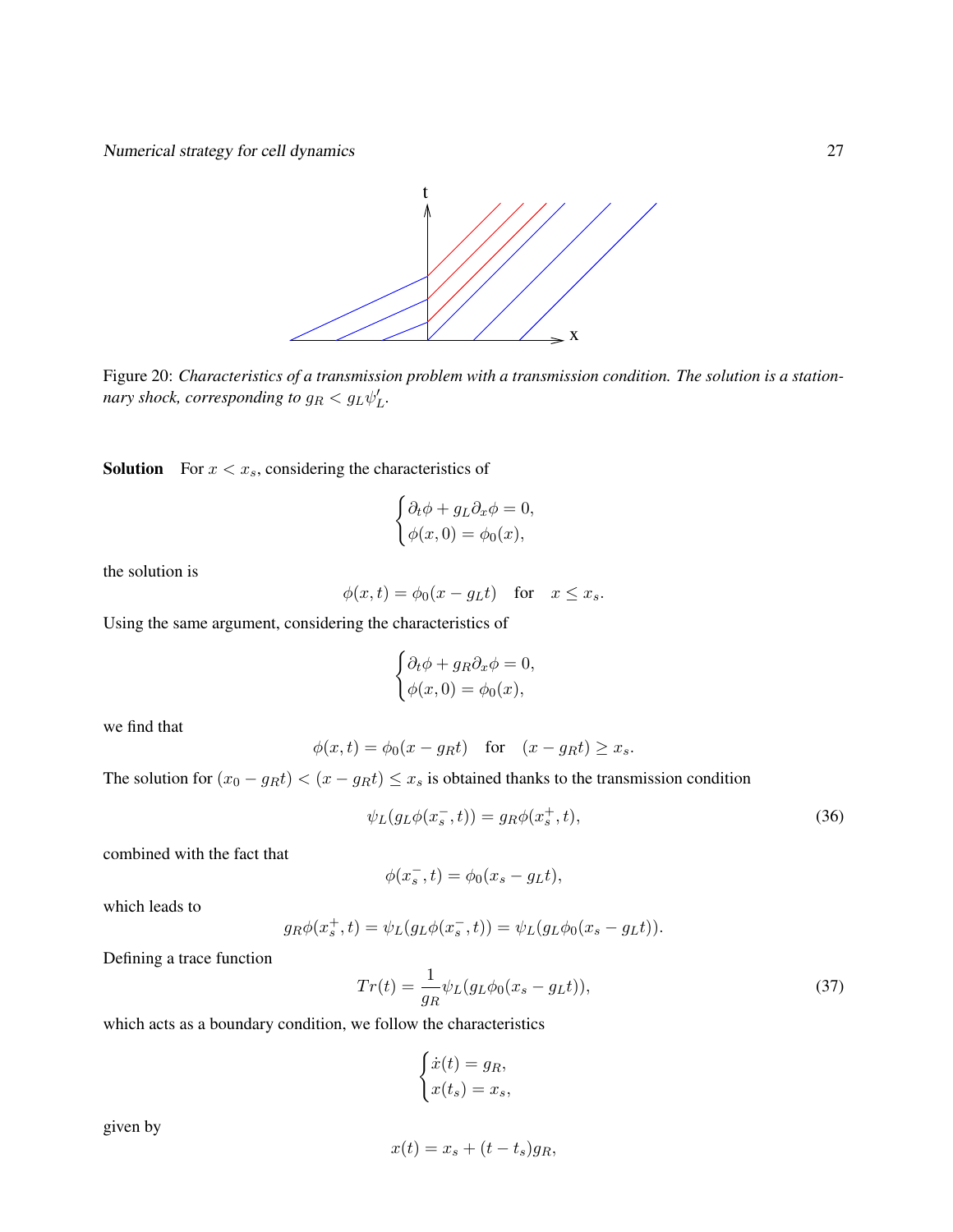Figure 20: *Characteristics of a transmission problem with a transmission condition. The solution is a stationnary shock, corresponding to $g_R < g_L\psi_L'$.*

**Solution** For $x < x_s$, considering the characteristics of

$$\begin{cases} \partial_t\phi + g_L\partial_x\phi = 0, \\ \phi(x,0) = \phi_0(x), \end{cases}$$

the solution is

$$\phi(x,t) = \phi_0(x - g_L t) \quad \text{for} \quad x \leq x_s.$$

Using the same argument, considering the characteristics of

$$\begin{cases} \partial_t\phi + g_R\partial_x\phi = 0, \\ \phi(x,0) = \phi_0(x), \end{cases}$$

we find that

$$\phi(x,t) = \phi_0(x - g_R t) \quad \text{for} \quad (x - g_R t) \geq x_s.$$

The solution for $(x_0 - g_R t) < (x - g_R t) \leq x_s$ is obtained thanks to the transmission condition

$$\psi_L(g_L\phi(x_s^-, t)) = g_R\phi(x_s^+, t), \tag{36}$$

combined with the fact that

$$\phi(x_s^-, t) = \phi_0(x_s - g_L t),$$

which leads to

$$g_R\phi(x_s^+, t) = \psi_L(g_L\phi(x_s^-, t)) = \psi_L(g_L\phi_0(x_s - g_L t)).$$

Defining a trace function

$$Tr(t) = \frac{1}{g_R}\psi_L(g_L\phi_0(x_s - g_L t)), \tag{37}$$

which acts as a boundary condition, we follow the characteristics

$$\begin{cases} \dot{x}(t) = g_R, \\ x(t_s) = x_s, \end{cases}$$

given by

$$x(t) = x_s + (t - t_s)g_R,$$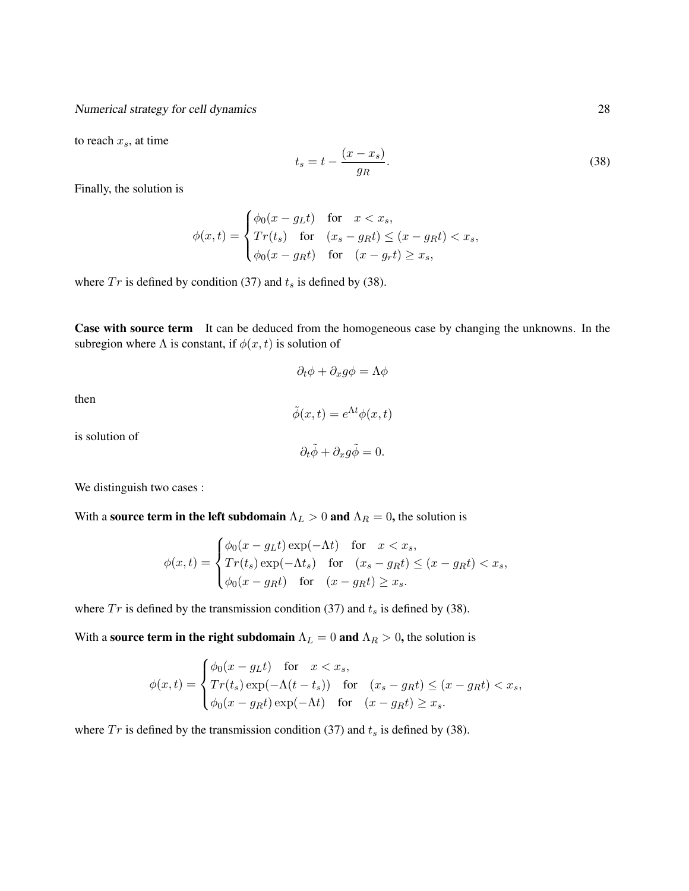to reach $x_s$, at time

$$t_s = t - \frac{(x - x_s)}{g_R}. \tag{38}$$

Finally, the solution is

$$\phi(x,t) = \begin{cases} \phi_0(x - g_L t) & \text{for} \quad x < x_s, \\ Tr(t_s) & \text{for} \quad (x_s - g_R t) \leq (x - g_R t) < x_s, \\ \phi_0(x - g_R t) & \text{for} \quad (x - g_r t) \geq x_s, \end{cases}$$

where $Tr$ is defined by condition (37) and $t_s$ is defined by (38).

**Case with source term** It can be deduced from the homogeneous case by changing the unknowns. In the subregion where $\Lambda$ is constant, if $\phi(x,t)$ is solution of

$$\partial_t \phi + \partial_x g \phi = \Lambda \phi$$

then

$$\tilde{\phi}(x,t) = e^{\Lambda t} \phi(x,t)$$

is solution of

$$\partial_t \tilde{\phi} + \partial_x g \tilde{\phi} = 0.$$

We distinguish two cases :

With a **source term in the left subdomain $\Lambda_L > 0$ and $\Lambda_R = 0$,** the solution is

$$\phi(x,t) = \begin{cases} \phi_0(x - g_L t) \exp(-\Lambda t) & \text{for} \quad x < x_s, \\ Tr(t_s) \exp(-\Lambda t_s) & \text{for} \quad (x_s - g_R t) \leq (x - g_R t) < x_s, \\ \phi_0(x - g_R t) & \text{for} \quad (x - g_R t) \geq x_s. \end{cases}$$

where $Tr$ is defined by the transmission condition (37) and $t_s$ is defined by (38).

With a **source term in the right subdomain $\Lambda_L = 0$ and $\Lambda_R > 0$,** the solution is

$$\phi(x,t) = \begin{cases} \phi_0(x - g_L t) & \text{for} \quad x < x_s, \\ Tr(t_s) \exp(-\Lambda(t - t_s)) & \text{for} \quad (x_s - g_R t) \leq (x - g_R t) < x_s, \\ \phi_0(x - g_R t) \exp(-\Lambda t) & \text{for} \quad (x - g_R t) \geq x_s. \end{cases}$$

where $Tr$ is defined by the transmission condition (37) and $t_s$ is defined by (38).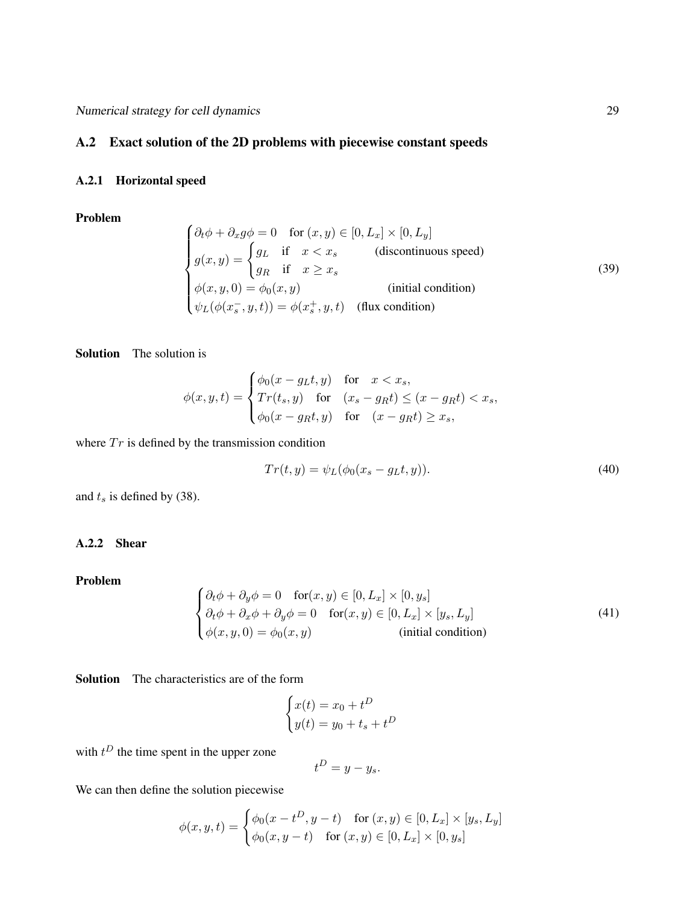## A.2 Exact solution of the 2D problems with piecewise constant speeds

### A.2.1 Horizontal speed

**Problem**

$$
\begin{cases}
\partial_t \phi + \partial_x g \phi = 0 \quad \text{for } (x,y) \in [0, L_x] \times [0, L_y] \\
g(x,y) = \begin{cases} g_L & \text{if} \quad x < x_s \\ g_R & \text{if} \quad x \geq x_s \end{cases} \qquad \text{(discontinuous speed)} \\
\phi(x,y,0) = \phi_0(x,y) \qquad \text{(initial condition)} \\
\psi_L(\phi(x_s^-, y, t)) = \phi(x_s^+, y, t) \quad \text{(flux condition)}
\end{cases} \tag{39}
$$

**Solution** The solution is

$$
\phi(x,y,t) = \begin{cases}
\phi_0(x - g_L t, y) & \text{for} \quad x < x_s, \\
Tr(t_s, y) & \text{for} \quad (x_s - g_R t) \leq (x - g_R t) < x_s, \\
\phi_0(x - g_R t, y) & \text{for} \quad (x - g_R t) \geq x_s,
\end{cases}
$$

where $Tr$ is defined by the transmission condition

$$
Tr(t,y) = \psi_L(\phi_0(x_s - g_L t, y)). \tag{40}
$$

and $t_s$ is defined by (38).

### A.2.2 Shear

**Problem**

$$
\begin{cases}
\partial_t \phi + \partial_y \phi = 0 \quad \text{for}(x,y) \in [0, L_x] \times [0, y_s] \\
\partial_t \phi + \partial_x \phi + \partial_y \phi = 0 \quad \text{for}(x,y) \in [0, L_x] \times [y_s, L_y] \\
\phi(x,y,0) = \phi_0(x,y) \qquad \text{(initial condition)}
\end{cases} \tag{41}
$$

**Solution** The characteristics are of the form

$$
\begin{cases}
x(t) = x_0 + t^D \\
y(t) = y_0 + t_s + t^D
\end{cases}
$$

with $t^D$ the time spent in the upper zone

$$
t^D = y - y_s.
$$

We can then define the solution piecewise

$$
\phi(x,y,t) = \begin{cases}
\phi_0(x - t^D, y - t) & \text{for } (x,y) \in [0, L_x] \times [y_s, L_y] \\
\phi_0(x, y - t) & \text{for } (x,y) \in [0, L_x] \times [0, y_s]
\end{cases}
$$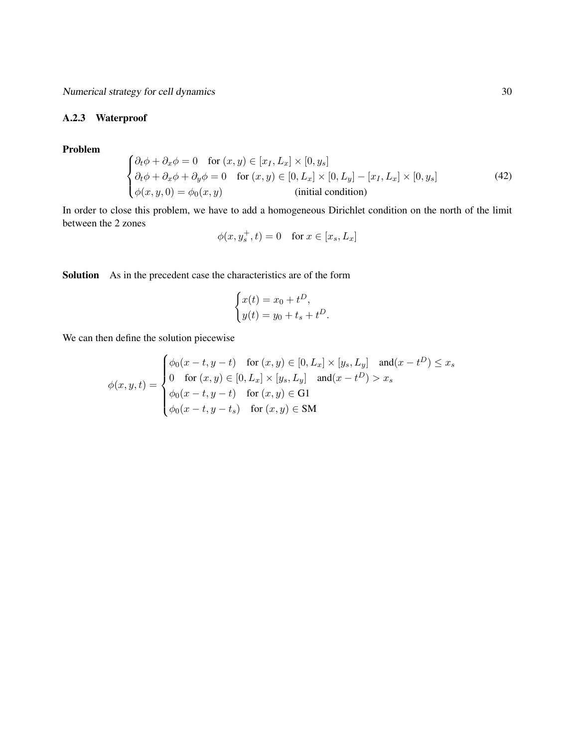### A.2.3 Waterproof

**Problem**

$$
\begin{cases}
\partial_t \phi + \partial_x \phi = 0 \quad \text{for } (x,y) \in [x_I, L_x] \times [0, y_s] \\
\partial_t \phi + \partial_x \phi + \partial_y \phi = 0 \quad \text{for } (x,y) \in [0, L_x] \times [0, L_y] - [x_I, L_x] \times [0, y_s] \\
\phi(x,y,0) = \phi_0(x,y) \qquad\qquad\qquad \text{(initial condition)}
\end{cases}
\tag{42}
$$

In order to close this problem, we have to add a homogeneous Dirichlet condition on the north of the limit between the 2 zones

$$
\phi(x, y_s^+, t) = 0 \quad \text{for } x \in [x_s, L_x]
$$

**Solution** As in the precedent case the characteristics are of the form

$$
\begin{cases}
x(t) = x_0 + t^D, \\
y(t) = y_0 + t_s + t^D.
\end{cases}
$$

We can then define the solution piecewise

$$
\phi(x,y,t) = \begin{cases}
\phi_0(x-t, y-t) \quad \text{for } (x,y) \in [0, L_x] \times [y_s, L_y] \quad \text{and} (x - t^D) \leq x_s \\
0 \quad \text{for } (x,y) \in [0, L_x] \times [y_s, L_y] \quad \text{and} (x - t^D) > x_s \\
\phi_0(x-t, y-t) \quad \text{for } (x,y) \in \text{G1} \\
\phi_0(x-t, y-t_s) \quad \text{for } (x,y) \in \text{SM}
\end{cases}
$$